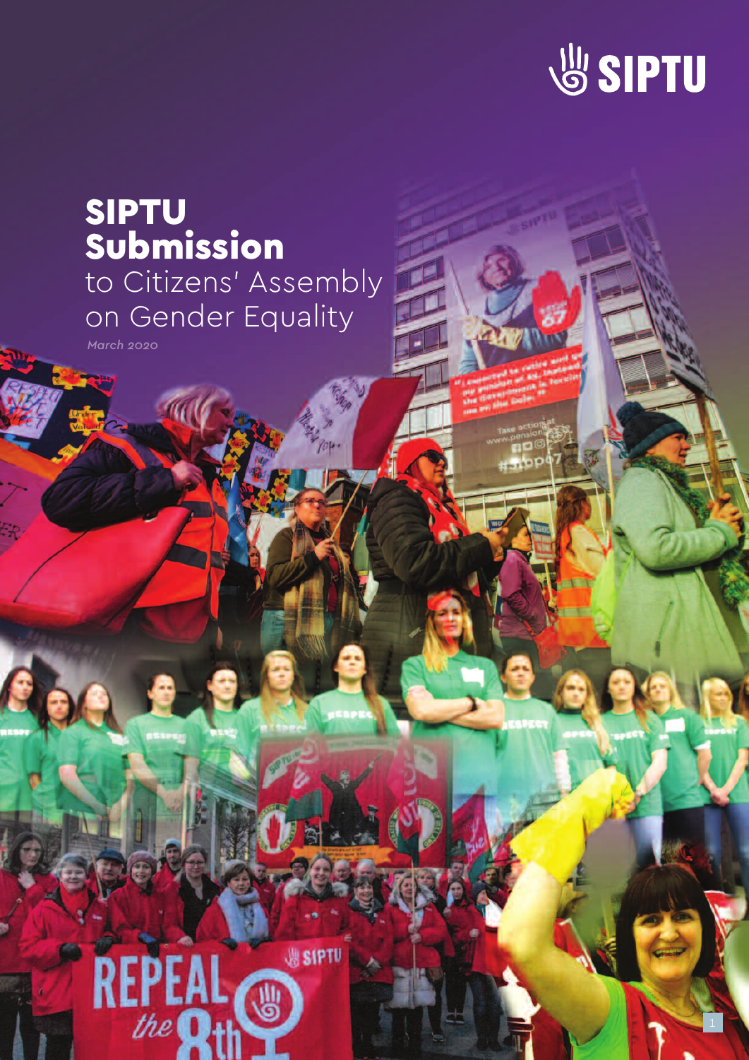# SIPTU Submission

to Citizens' Assembly on Gender Equality

*March 2020*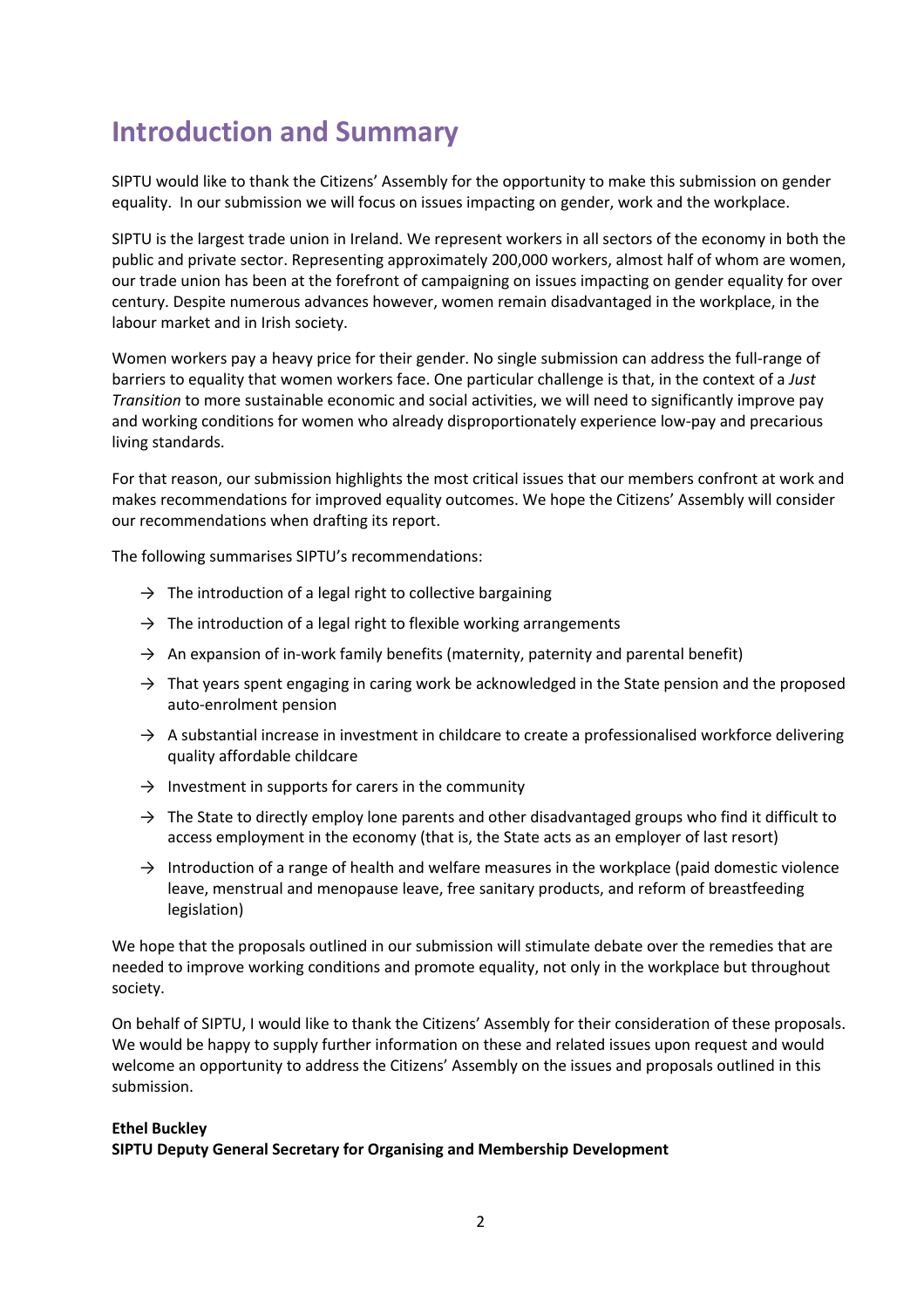# Introduction and Summary

SIPTU would like to thank the Citizens' Assembly for the opportunity to make this submission on gender equality. In our submission we will focus on issues impacting on gender, work and the workplace.

SIPTU is the largest trade union in Ireland. We represent workers in all sectors of the economy in both the public and private sector. Representing approximately 200,000 workers, almost half of whom are women, our trade union has been at the forefront of campaigning on issues impacting on gender equality for over century. Despite numerous advances however, women remain disadvantaged in the workplace, in the labour market and in Irish society.

Women workers pay a heavy price for their gender. No single submission can address the full-range of barriers to equality that women workers face. One particular challenge is that, in the context of a *Just Transition* to more sustainable economic and social activities, we will need to significantly improve pay and working conditions for women who already disproportionately experience low-pay and precarious living standards.

For that reason, our submission highlights the most critical issues that our members confront at work and makes recommendations for improved equality outcomes. We hope the Citizens' Assembly will consider our recommendations when drafting its report.

The following summarises SIPTU's recommendations:

- → The introduction of a legal right to collective bargaining
- → The introduction of a legal right to flexible working arrangements
- → An expansion of in-work family benefits (maternity, paternity and parental benefit)
- → That years spent engaging in caring work be acknowledged in the State pension and the proposed auto-enrolment pension
- → A substantial increase in investment in childcare to create a professionalised workforce delivering quality affordable childcare
- → Investment in supports for carers in the community
- → The State to directly employ lone parents and other disadvantaged groups who find it difficult to access employment in the economy (that is, the State acts as an employer of last resort)
- → Introduction of a range of health and welfare measures in the workplace (paid domestic violence leave, menstrual and menopause leave, free sanitary products, and reform of breastfeeding legislation)

We hope that the proposals outlined in our submission will stimulate debate over the remedies that are needed to improve working conditions and promote equality, not only in the workplace but throughout society.

On behalf of SIPTU, I would like to thank the Citizens' Assembly for their consideration of these proposals. We would be happy to supply further information on these and related issues upon request and would welcome an opportunity to address the Citizens' Assembly on the issues and proposals outlined in this submission.

**Ethel Buckley**
**SIPTU Deputy General Secretary for Organising and Membership Development**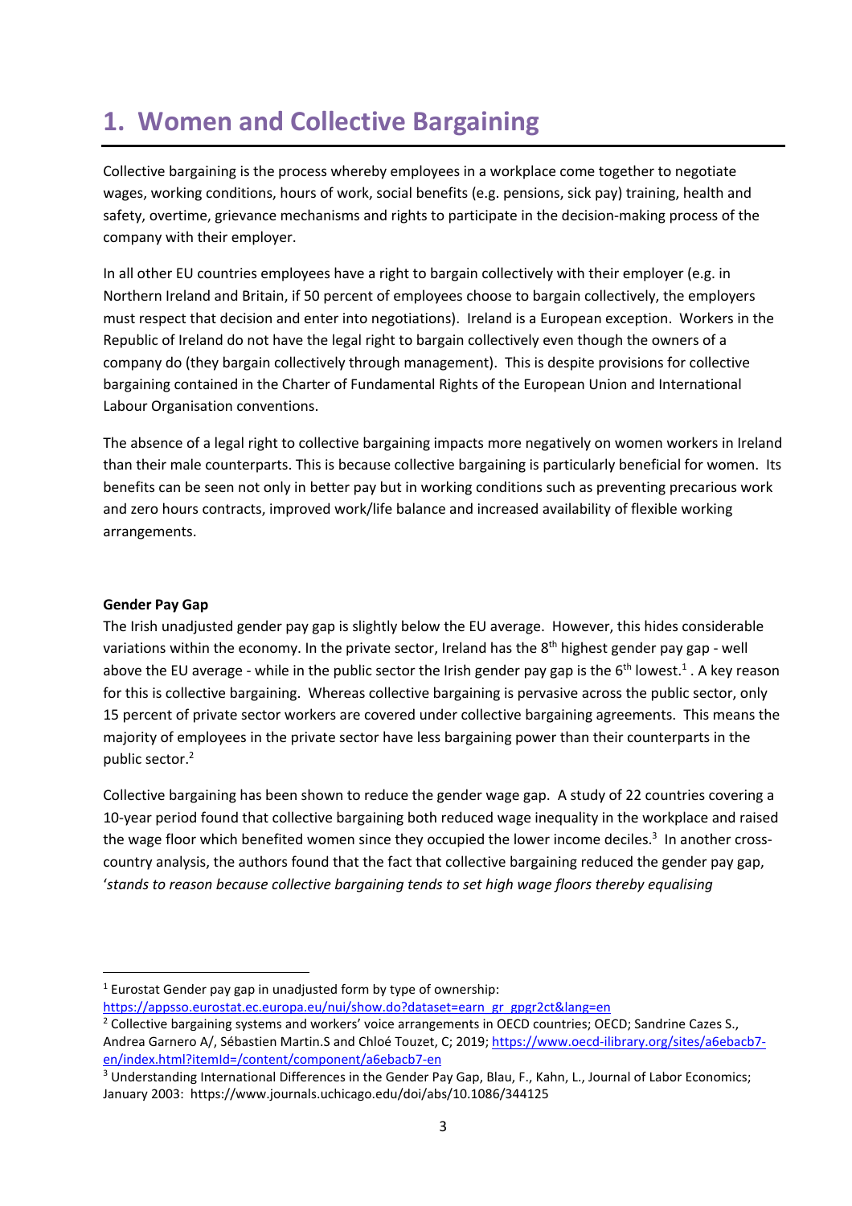# 1. Women and Collective Bargaining

Collective bargaining is the process whereby employees in a workplace come together to negotiate wages, working conditions, hours of work, social benefits (e.g. pensions, sick pay) training, health and safety, overtime, grievance mechanisms and rights to participate in the decision-making process of the company with their employer.

In all other EU countries employees have a right to bargain collectively with their employer (e.g. in Northern Ireland and Britain, if 50 percent of employees choose to bargain collectively, the employers must respect that decision and enter into negotiations). Ireland is a European exception. Workers in the Republic of Ireland do not have the legal right to bargain collectively even though the owners of a company do (they bargain collectively through management). This is despite provisions for collective bargaining contained in the Charter of Fundamental Rights of the European Union and International Labour Organisation conventions.

The absence of a legal right to collective bargaining impacts more negatively on women workers in Ireland than their male counterparts. This is because collective bargaining is particularly beneficial for women. Its benefits can be seen not only in better pay but in working conditions such as preventing precarious work and zero hours contracts, improved work/life balance and increased availability of flexible working arrangements.

**Gender Pay Gap**

The Irish unadjusted gender pay gap is slightly below the EU average. However, this hides considerable variations within the economy. In the private sector, Ireland has the 8th highest gender pay gap - well above the EU average - while in the public sector the Irish gender pay gap is the 6th lowest.[1] . A key reason for this is collective bargaining. Whereas collective bargaining is pervasive across the public sector, only 15 percent of private sector workers are covered under collective bargaining agreements. This means the majority of employees in the private sector have less bargaining power than their counterparts in the public sector.[2]

Collective bargaining has been shown to reduce the gender wage gap. A study of 22 countries covering a 10-year period found that collective bargaining both reduced wage inequality in the workplace and raised the wage floor which benefited women since they occupied the lower income deciles.[3] In another cross-country analysis, the authors found that the fact that collective bargaining reduced the gender pay gap, '*stands to reason because collective bargaining tends to set high wage floors thereby equalising*

---

[1] Eurostat Gender pay gap in unadjusted form by type of ownership: https://appsso.eurostat.ec.europa.eu/nui/show.do?dataset=earn_gr_gpgr2ct&lang=en

[2] Collective bargaining systems and workers' voice arrangements in OECD countries; OECD; Sandrine Cazes S., Andrea Garnero A/, Sébastien Martin.S and Chloé Touzet, C; 2019; https://www.oecd-ilibrary.org/sites/a6ebacb7-en/index.html?itemId=/content/component/a6ebacb7-en

[3] Understanding International Differences in the Gender Pay Gap, Blau, F., Kahn, L., Journal of Labor Economics; January 2003: https://www.journals.uchicago.edu/doi/abs/10.1086/344125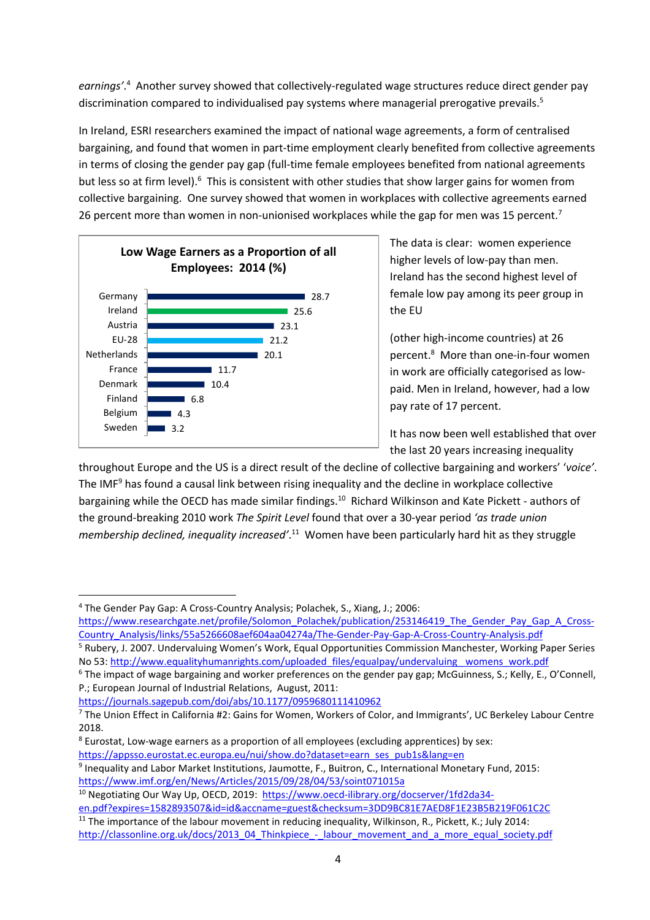*earnings'*.[4] Another survey showed that collectively-regulated wage structures reduce direct gender pay discrimination compared to individualised pay systems where managerial prerogative prevails.[5]

In Ireland, ESRI researchers examined the impact of national wage agreements, a form of centralised bargaining, and found that women in part-time employment clearly benefited from collective agreements in terms of closing the gender pay gap (full-time female employees benefited from national agreements but less so at firm level).[6] This is consistent with other studies that show larger gains for women from collective bargaining. One survey showed that women in workplaces with collective agreements earned 26 percent more than women in non-unionised workplaces while the gap for men was 15 percent.[7]

**Low Wage Earners as a Proportion of all Employees: 2014 (%)**

| Country | % |
|---|---|
| Germany | 28.7 |
| Ireland | 25.6 |
| Austria | 23.1 |
| EU-28 | 21.2 |
| Netherlands | 20.1 |
| France | 11.7 |
| Denmark | 10.4 |
| Finland | 6.8 |
| Belgium | 4.3 |
| Sweden | 3.2 |

The data is clear: women experience higher levels of low-pay than men. Ireland has the second highest level of female low pay among its peer group in the EU

(other high-income countries) at 26 percent.[8] More than one-in-four women in work are officially categorised as low-paid. Men in Ireland, however, had a low pay rate of 17 percent.

It has now been well established that over the last 20 years increasing inequality throughout Europe and the US is a direct result of the decline of collective bargaining and workers' '*voice'*. The IMF[9] has found a causal link between rising inequality and the decline in workplace collective bargaining while the OECD has made similar findings.[10] Richard Wilkinson and Kate Pickett - authors of the ground-breaking 2010 work *The Spirit Level* found that over a 30-year period *'as trade union membership declined, inequality increased'*.[11] Women have been particularly hard hit as they struggle

---

[4] The Gender Pay Gap: A Cross-Country Analysis; Polachek, S., Xiang, J.; 2006: https://www.researchgate.net/profile/Solomon_Polachek/publication/253146419_The_Gender_Pay_Gap_A_Cross-Country_Analysis/links/55a5266608aef604aa04274a/The-Gender-Pay-Gap-A-Cross-Country-Analysis.pdf

[5] Rubery, J. 2007. Undervaluing Women's Work, Equal Opportunities Commission Manchester, Working Paper Series No 53: http://www.equalityhumanrights.com/uploaded_files/equalpay/undervaluing_womens_work.pdf

[6] The impact of wage bargaining and worker preferences on the gender pay gap; McGuinness, S., Kelly, E., O'Connell, P.; European Journal of Industrial Relations, August, 2011: https://journals.sagepub.com/doi/abs/10.1177/0959680111410962

[7] The Union Effect in California #2: Gains for Women, Workers of Color, and Immigrants', UC Berkeley Labour Centre 2018.

[8] Eurostat, Low-wage earners as a proportion of all employees (excluding apprentices) by sex: https://appsso.eurostat.ec.europa.eu/nui/show.do?dataset=earn_ses_pub1s&lang=en

[9] Inequality and Labor Market Institutions, Jaumotte, F., Buitron, C., International Monetary Fund, 2015: https://www.imf.org/en/News/Articles/2015/09/28/04/53/soint071015a

[10] Negotiating Our Way Up, OECD, 2019: https://www.oecd-ilibrary.org/docserver/1fd2da34-en.pdf?expires=1582893507&id=id&accname=guest&checksum=3DD9BC81E7AED8F1E23B5B219F061C2C

[11] The importance of the labour movement in reducing inequality, Wilkinson, R., Pickett, K.; July 2014: http://classonline.org.uk/docs/2013_04_Thinkpiece_-_labour_movement_and_a_more_equal_society.pdf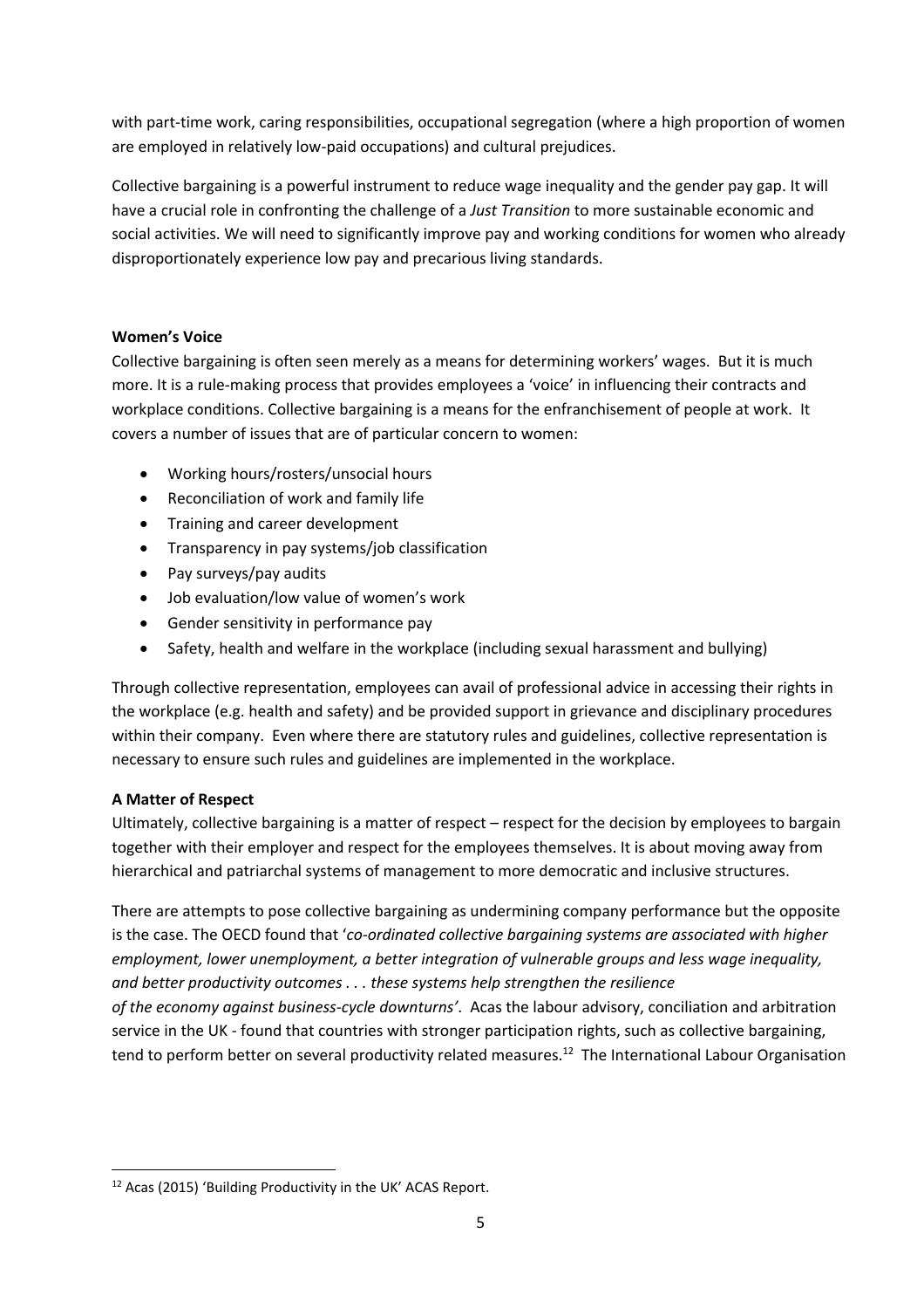with part-time work, caring responsibilities, occupational segregation (where a high proportion of women are employed in relatively low-paid occupations) and cultural prejudices.

Collective bargaining is a powerful instrument to reduce wage inequality and the gender pay gap. It will have a crucial role in confronting the challenge of a *Just Transition* to more sustainable economic and social activities. We will need to significantly improve pay and working conditions for women who already disproportionately experience low pay and precarious living standards.

**Women's Voice**

Collective bargaining is often seen merely as a means for determining workers' wages. But it is much more. It is a rule-making process that provides employees a 'voice' in influencing their contracts and workplace conditions. Collective bargaining is a means for the enfranchisement of people at work. It covers a number of issues that are of particular concern to women:

- Working hours/rosters/unsocial hours
- Reconciliation of work and family life
- Training and career development
- Transparency in pay systems/job classification
- Pay surveys/pay audits
- Job evaluation/low value of women's work
- Gender sensitivity in performance pay
- Safety, health and welfare in the workplace (including sexual harassment and bullying)

Through collective representation, employees can avail of professional advice in accessing their rights in the workplace (e.g. health and safety) and be provided support in grievance and disciplinary procedures within their company. Even where there are statutory rules and guidelines, collective representation is necessary to ensure such rules and guidelines are implemented in the workplace.

**A Matter of Respect**

Ultimately, collective bargaining is a matter of respect – respect for the decision by employees to bargain together with their employer and respect for the employees themselves. It is about moving away from hierarchical and patriarchal systems of management to more democratic and inclusive structures.

There are attempts to pose collective bargaining as undermining company performance but the opposite is the case. The OECD found that '*co-ordinated collective bargaining systems are associated with higher employment, lower unemployment, a better integration of vulnerable groups and less wage inequality, and better productivity outcomes . . . these systems help strengthen the resilience of the economy against business-cycle downturns'*. Acas the labour advisory, conciliation and arbitration service in the UK - found that countries with stronger participation rights, such as collective bargaining, tend to perform better on several productivity related measures.[12] The International Labour Organisation

[12] Acas (2015) 'Building Productivity in the UK' ACAS Report.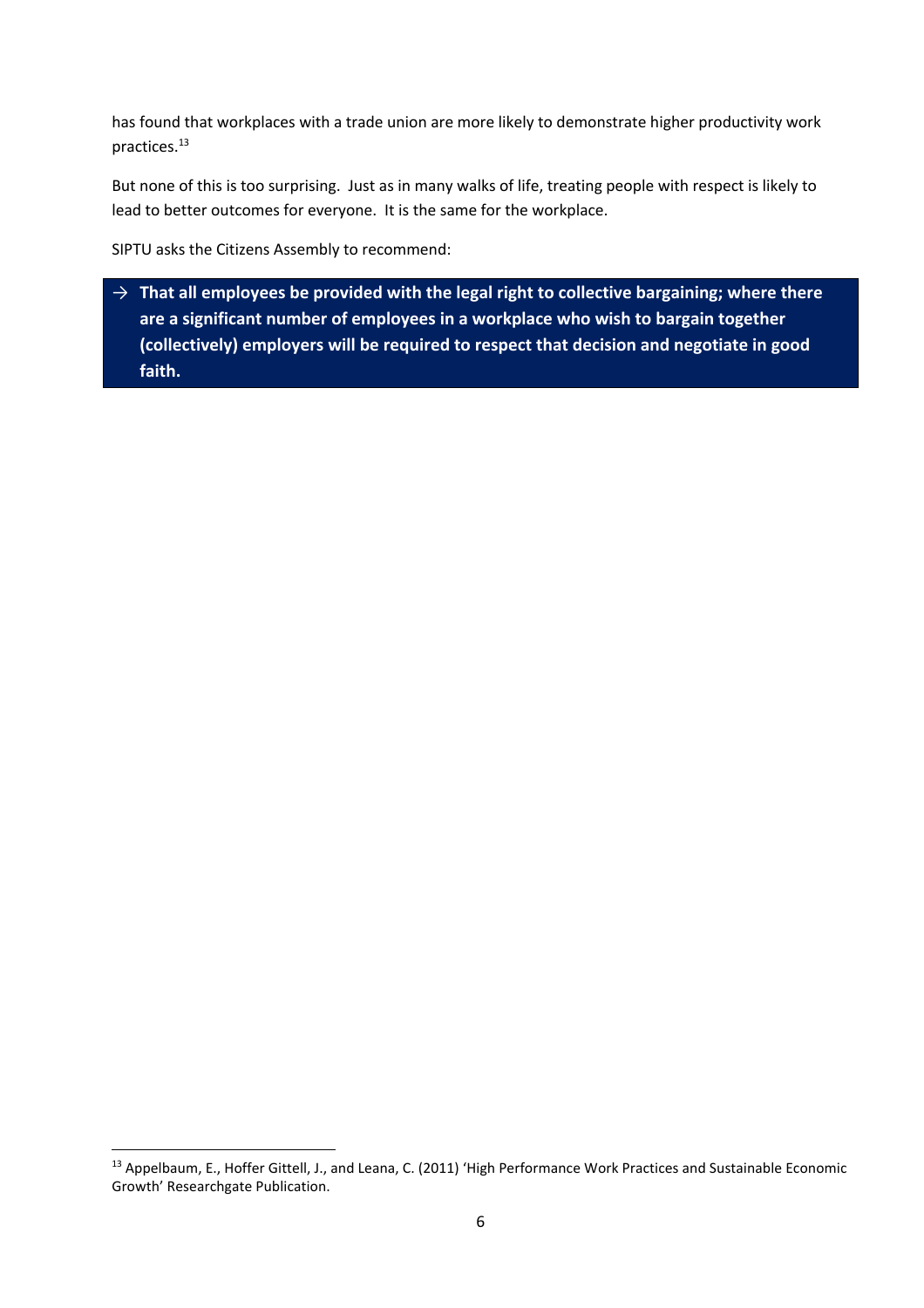has found that workplaces with a trade union are more likely to demonstrate higher productivity work practices.[13]

But none of this is too surprising. Just as in many walks of life, treating people with respect is likely to lead to better outcomes for everyone. It is the same for the workplace.

SIPTU asks the Citizens Assembly to recommend:

→ **That all employees be provided with the legal right to collective bargaining; where there are a significant number of employees in a workplace who wish to bargain together (collectively) employers will be required to respect that decision and negotiate in good faith.**

---

[13] Appelbaum, E., Hoffer Gittell, J., and Leana, C. (2011) 'High Performance Work Practices and Sustainable Economic Growth' Researchgate Publication.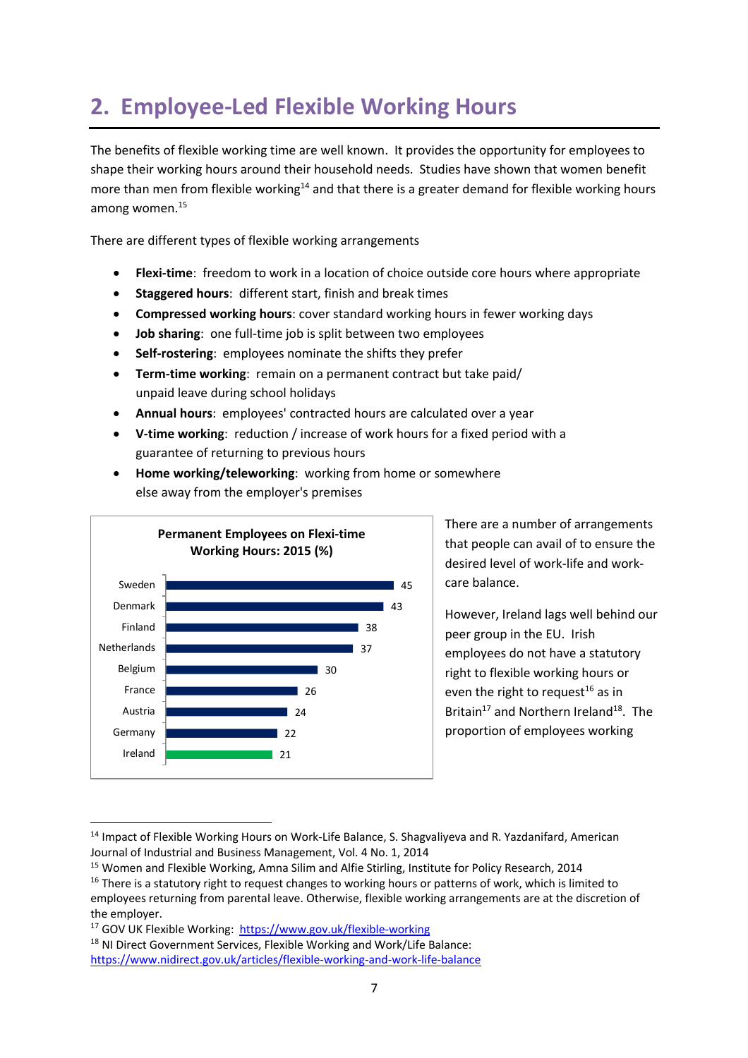## 2. Employee-Led Flexible Working Hours

The benefits of flexible working time are well known. It provides the opportunity for employees to shape their working hours around their household needs. Studies have shown that women benefit more than men from flexible working[14] and that there is a greater demand for flexible working hours among women.[15]

There are different types of flexible working arrangements

- **Flexi-time**: freedom to work in a location of choice outside core hours where appropriate
- **Staggered hours**: different start, finish and break times
- **Compressed working hours**: cover standard working hours in fewer working days
- **Job sharing**: one full-time job is split between two employees
- **Self-rostering**: employees nominate the shifts they prefer
- **Term-time working**: remain on a permanent contract but take paid/ unpaid leave during school holidays
- **Annual hours**: employees' contracted hours are calculated over a year
- **V-time working**: reduction / increase of work hours for a fixed period with a guarantee of returning to previous hours
- **Home working/teleworking**: working from home or somewhere else away from the employer's premises

**Permanent Employees on Flexi-time Working Hours: 2015 (%)**

| Country | % |
|---|---|
| Sweden | 45 |
| Denmark | 43 |
| Finland | 38 |
| Netherlands | 37 |
| Belgium | 30 |
| France | 26 |
| Austria | 24 |
| Germany | 22 |
| Ireland | 21 |

There are a number of arrangements that people can avail of to ensure the desired level of work-life and work-care balance.

However, Ireland lags well behind our peer group in the EU. Irish employees do not have a statutory right to flexible working hours or even the right to request[16] as in Britain[17] and Northern Ireland[18]. The proportion of employees working

[14] Impact of Flexible Working Hours on Work-Life Balance, S. Shagvaliyeva and R. Yazdanifard, American Journal of Industrial and Business Management, Vol. 4 No. 1, 2014

[15] Women and Flexible Working, Amna Silim and Alfie Stirling, Institute for Policy Research, 2014

[16] There is a statutory right to request changes to working hours or patterns of work, which is limited to employees returning from parental leave. Otherwise, flexible working arrangements are at the discretion of the employer.

[17] GOV UK Flexible Working: https://www.gov.uk/flexible-working

[18] NI Direct Government Services, Flexible Working and Work/Life Balance: https://www.nidirect.gov.uk/articles/flexible-working-and-work-life-balance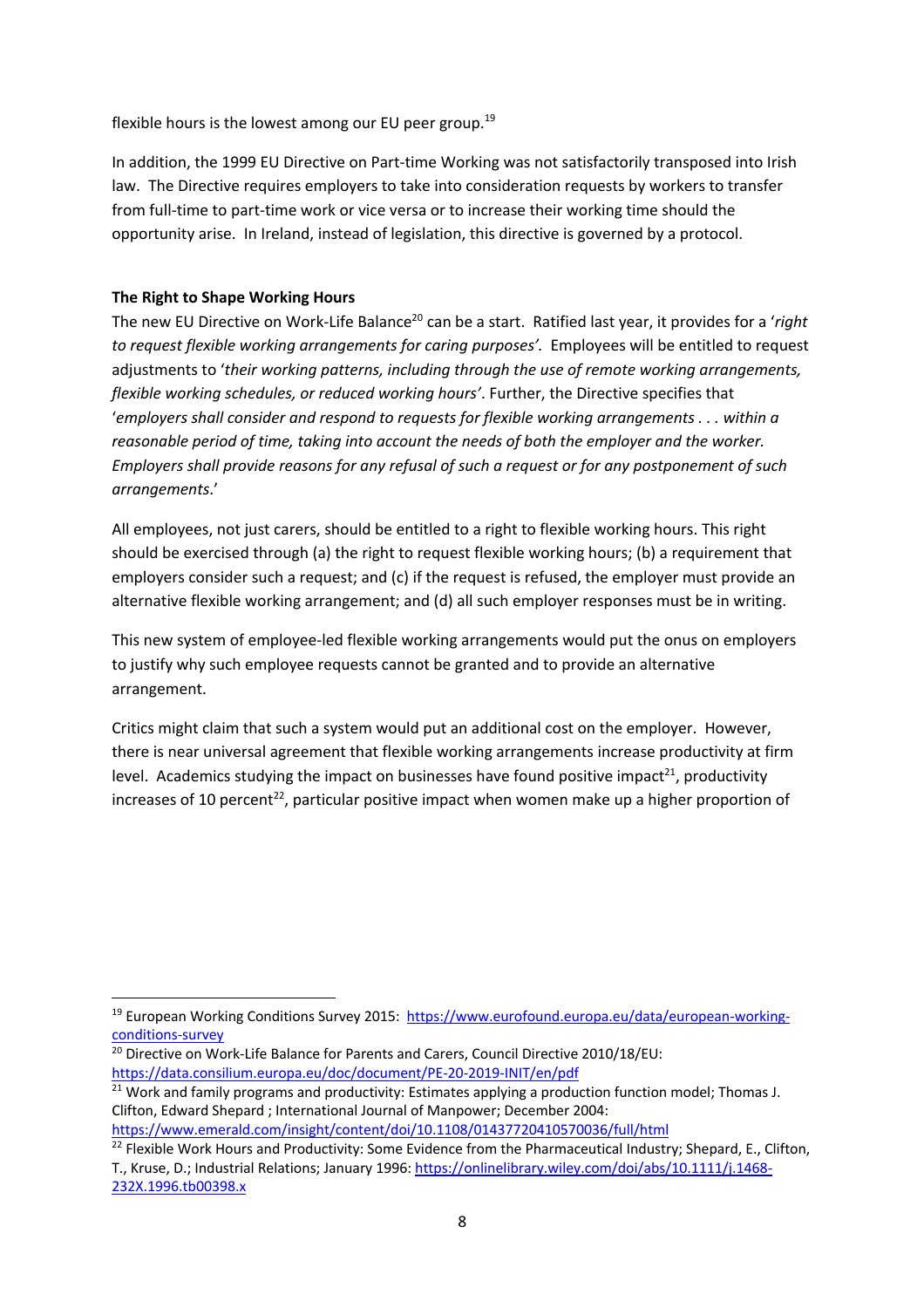flexible hours is the lowest among our EU peer group.[19]

In addition, the 1999 EU Directive on Part-time Working was not satisfactorily transposed into Irish law. The Directive requires employers to take into consideration requests by workers to transfer from full-time to part-time work or vice versa or to increase their working time should the opportunity arise. In Ireland, instead of legislation, this directive is governed by a protocol.

**The Right to Shape Working Hours**

The new EU Directive on Work-Life Balance[20] can be a start. Ratified last year, it provides for a '*right to request flexible working arrangements for caring purposes'.* Employees will be entitled to request adjustments to '*their working patterns, including through the use of remote working arrangements, flexible working schedules, or reduced working hours'*. Further, the Directive specifies that '*employers shall consider and respond to requests for flexible working arrangements . . . within a reasonable period of time, taking into account the needs of both the employer and the worker. Employers shall provide reasons for any refusal of such a request or for any postponement of such arrangements*.'

All employees, not just carers, should be entitled to a right to flexible working hours. This right should be exercised through (a) the right to request flexible working hours; (b) a requirement that employers consider such a request; and (c) if the request is refused, the employer must provide an alternative flexible working arrangement; and (d) all such employer responses must be in writing.

This new system of employee-led flexible working arrangements would put the onus on employers to justify why such employee requests cannot be granted and to provide an alternative arrangement.

Critics might claim that such a system would put an additional cost on the employer. However, there is near universal agreement that flexible working arrangements increase productivity at firm level. Academics studying the impact on businesses have found positive impact[21], productivity increases of 10 percent[22], particular positive impact when women make up a higher proportion of

---

[19] European Working Conditions Survey 2015: https://www.eurofound.europa.eu/data/european-working-conditions-survey

[20] Directive on Work-Life Balance for Parents and Carers, Council Directive 2010/18/EU: https://data.consilium.europa.eu/doc/document/PE-20-2019-INIT/en/pdf

[21] Work and family programs and productivity: Estimates applying a production function model; Thomas J. Clifton, Edward Shepard ; International Journal of Manpower; December 2004: https://www.emerald.com/insight/content/doi/10.1108/01437720410570036/full/html

[22] Flexible Work Hours and Productivity: Some Evidence from the Pharmaceutical Industry; Shepard, E., Clifton, T., Kruse, D.; Industrial Relations; January 1996: https://onlinelibrary.wiley.com/doi/abs/10.1111/j.1468-232X.1996.tb00398.x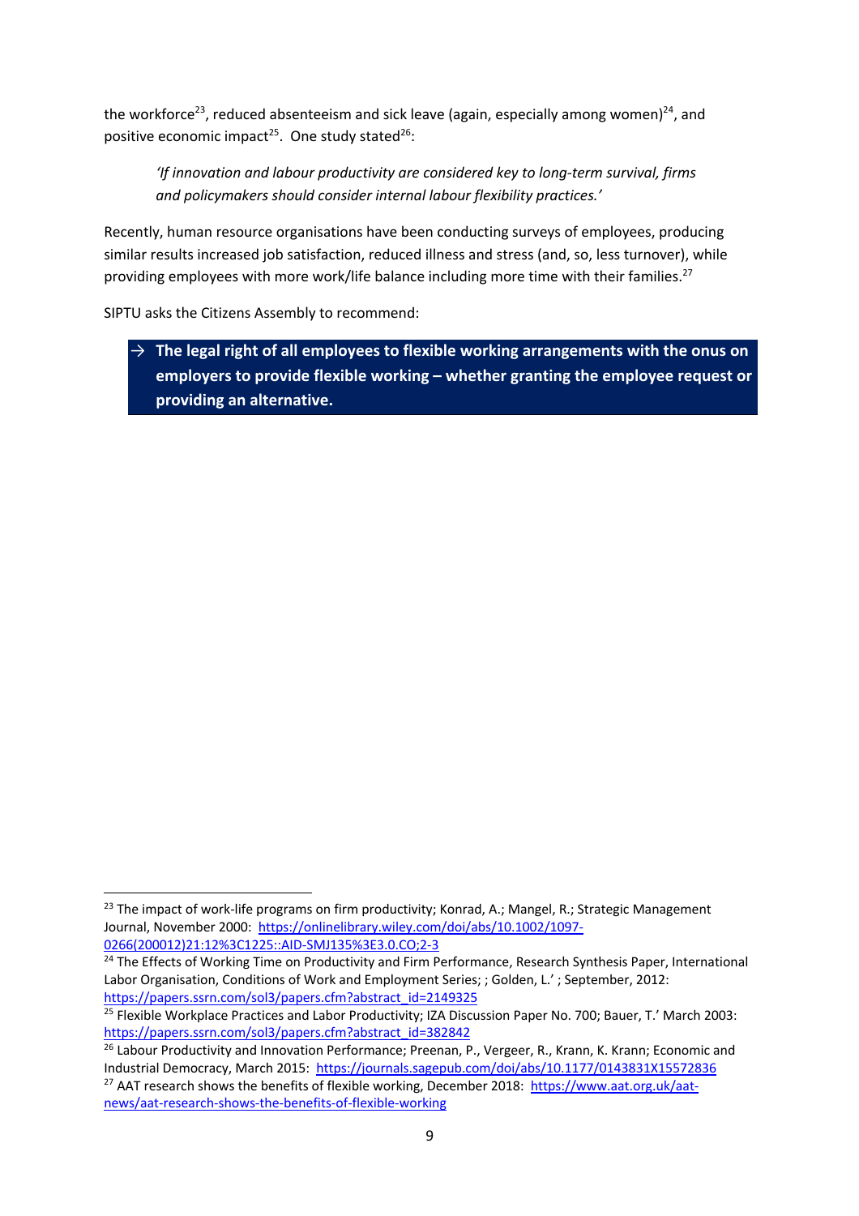the workforce[23], reduced absenteeism and sick leave (again, especially among women)[24], and positive economic impact[25]. One study stated[26]:

> *'If innovation and labour productivity are considered key to long-term survival, firms and policymakers should consider internal labour flexibility practices.'*

Recently, human resource organisations have been conducting surveys of employees, producing similar results increased job satisfaction, reduced illness and stress (and, so, less turnover), while providing employees with more work/life balance including more time with their families.[27]

SIPTU asks the Citizens Assembly to recommend:

→ **The legal right of all employees to flexible working arrangements with the onus on employers to provide flexible working – whether granting the employee request or providing an alternative.**

---

[23] The impact of work-life programs on firm productivity; Konrad, A.; Mangel, R.; Strategic Management Journal, November 2000: https://onlinelibrary.wiley.com/doi/abs/10.1002/1097-0266(200012)21:12%3C1225::AID-SMJ135%3E3.0.CO;2-3

[24] The Effects of Working Time on Productivity and Firm Performance, Research Synthesis Paper, International Labor Organisation, Conditions of Work and Employment Series; ; Golden, L.' ; September, 2012: https://papers.ssrn.com/sol3/papers.cfm?abstract_id=2149325

[25] Flexible Workplace Practices and Labor Productivity; IZA Discussion Paper No. 700; Bauer, T.' March 2003: https://papers.ssrn.com/sol3/papers.cfm?abstract_id=382842

[26] Labour Productivity and Innovation Performance; Preenan, P., Vergeer, R., Krann, K. Krann; Economic and Industrial Democracy, March 2015: https://journals.sagepub.com/doi/abs/10.1177/0143831X15572836

[27] AAT research shows the benefits of flexible working, December 2018: https://www.aat.org.uk/aat-news/aat-research-shows-the-benefits-of-flexible-working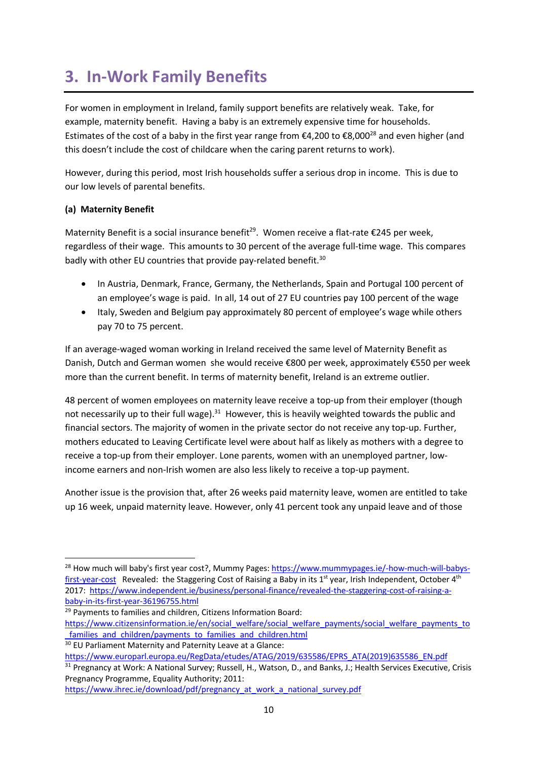# 3. In-Work Family Benefits

For women in employment in Ireland, family support benefits are relatively weak. Take, for example, maternity benefit. Having a baby is an extremely expensive time for households. Estimates of the cost of a baby in the first year range from €4,200 to €8,000[28] and even higher (and this doesn't include the cost of childcare when the caring parent returns to work).

However, during this period, most Irish households suffer a serious drop in income. This is due to our low levels of parental benefits.

**(a) Maternity Benefit**

Maternity Benefit is a social insurance benefit[29]. Women receive a flat-rate €245 per week, regardless of their wage. This amounts to 30 percent of the average full-time wage. This compares badly with other EU countries that provide pay-related benefit.[30]

- In Austria, Denmark, France, Germany, the Netherlands, Spain and Portugal 100 percent of an employee's wage is paid. In all, 14 out of 27 EU countries pay 100 percent of the wage
- Italy, Sweden and Belgium pay approximately 80 percent of employee's wage while others pay 70 to 75 percent.

If an average-waged woman working in Ireland received the same level of Maternity Benefit as Danish, Dutch and German women she would receive €800 per week, approximately €550 per week more than the current benefit. In terms of maternity benefit, Ireland is an extreme outlier.

48 percent of women employees on maternity leave receive a top-up from their employer (though not necessarily up to their full wage).[31] However, this is heavily weighted towards the public and financial sectors. The majority of women in the private sector do not receive any top-up. Further, mothers educated to Leaving Certificate level were about half as likely as mothers with a degree to receive a top-up from their employer. Lone parents, women with an unemployed partner, low-income earners and non-Irish women are also less likely to receive a top-up payment.

Another issue is the provision that, after 26 weeks paid maternity leave, women are entitled to take up 16 week, unpaid maternity leave. However, only 41 percent took any unpaid leave and of those

---

[28] How much will baby's first year cost?, Mummy Pages: https://www.mummypages.ie/-how-much-will-babys-first-year-cost Revealed: the Staggering Cost of Raising a Baby in its 1st year, Irish Independent, October 4th 2017: https://www.independent.ie/business/personal-finance/revealed-the-staggering-cost-of-raising-a-baby-in-its-first-year-36196755.html

[29] Payments to families and children, Citizens Information Board: https://www.citizensinformation.ie/en/social_welfare/social_welfare_payments/social_welfare_payments_to_families_and_children/payments_to_families_and_children.html

[30] EU Parliament Maternity and Paternity Leave at a Glance: https://www.europarl.europa.eu/RegData/etudes/ATAG/2019/635586/EPRS_ATA(2019)635586_EN.pdf

[31] Pregnancy at Work: A National Survey; Russell, H., Watson, D., and Banks, J.; Health Services Executive, Crisis Pregnancy Programme, Equality Authority; 2011: https://www.ihrec.ie/download/pdf/pregnancy_at_work_a_national_survey.pdf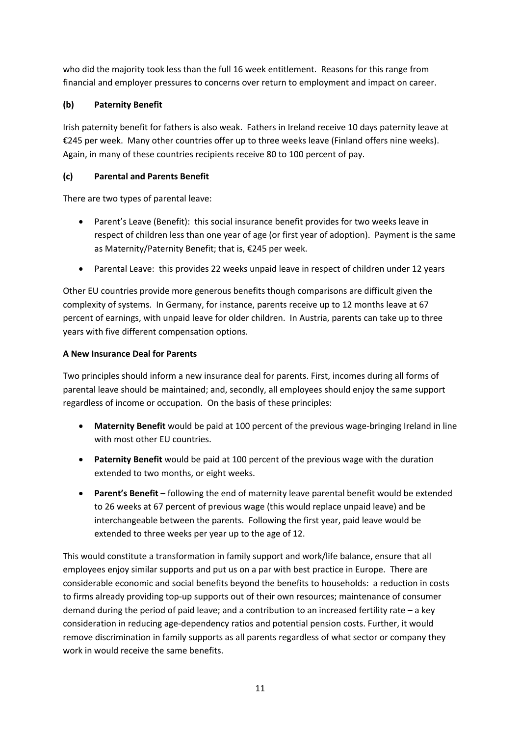who did the majority took less than the full 16 week entitlement. Reasons for this range from financial and employer pressures to concerns over return to employment and impact on career.

### (b) Paternity Benefit

Irish paternity benefit for fathers is also weak. Fathers in Ireland receive 10 days paternity leave at €245 per week. Many other countries offer up to three weeks leave (Finland offers nine weeks). Again, in many of these countries recipients receive 80 to 100 percent of pay.

### (c) Parental and Parents Benefit

There are two types of parental leave:

- Parent's Leave (Benefit): this social insurance benefit provides for two weeks leave in respect of children less than one year of age (or first year of adoption). Payment is the same as Maternity/Paternity Benefit; that is, €245 per week.
- Parental Leave: this provides 22 weeks unpaid leave in respect of children under 12 years

Other EU countries provide more generous benefits though comparisons are difficult given the complexity of systems. In Germany, for instance, parents receive up to 12 months leave at 67 percent of earnings, with unpaid leave for older children. In Austria, parents can take up to three years with five different compensation options.

### A New Insurance Deal for Parents

Two principles should inform a new insurance deal for parents. First, incomes during all forms of parental leave should be maintained; and, secondly, all employees should enjoy the same support regardless of income or occupation. On the basis of these principles:

- **Maternity Benefit** would be paid at 100 percent of the previous wage-bringing Ireland in line with most other EU countries.
- **Paternity Benefit** would be paid at 100 percent of the previous wage with the duration extended to two months, or eight weeks.
- **Parent's Benefit** – following the end of maternity leave parental benefit would be extended to 26 weeks at 67 percent of previous wage (this would replace unpaid leave) and be interchangeable between the parents. Following the first year, paid leave would be extended to three weeks per year up to the age of 12.

This would constitute a transformation in family support and work/life balance, ensure that all employees enjoy similar supports and put us on a par with best practice in Europe. There are considerable economic and social benefits beyond the benefits to households: a reduction in costs to firms already providing top-up supports out of their own resources; maintenance of consumer demand during the period of paid leave; and a contribution to an increased fertility rate – a key consideration in reducing age-dependency ratios and potential pension costs. Further, it would remove discrimination in family supports as all parents regardless of what sector or company they work in would receive the same benefits.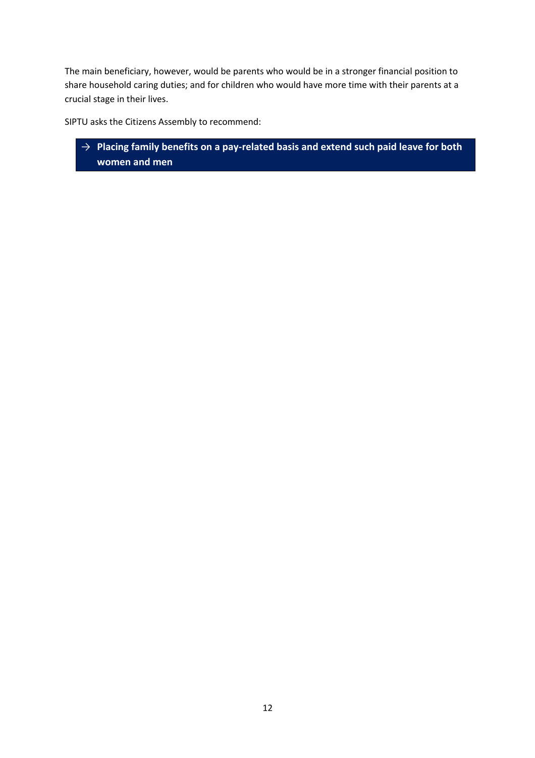The main beneficiary, however, would be parents who would be in a stronger financial position to share household caring duties; and for children who would have more time with their parents at a crucial stage in their lives.

SIPTU asks the Citizens Assembly to recommend:

→ **Placing family benefits on a pay-related basis and extend such paid leave for both women and men**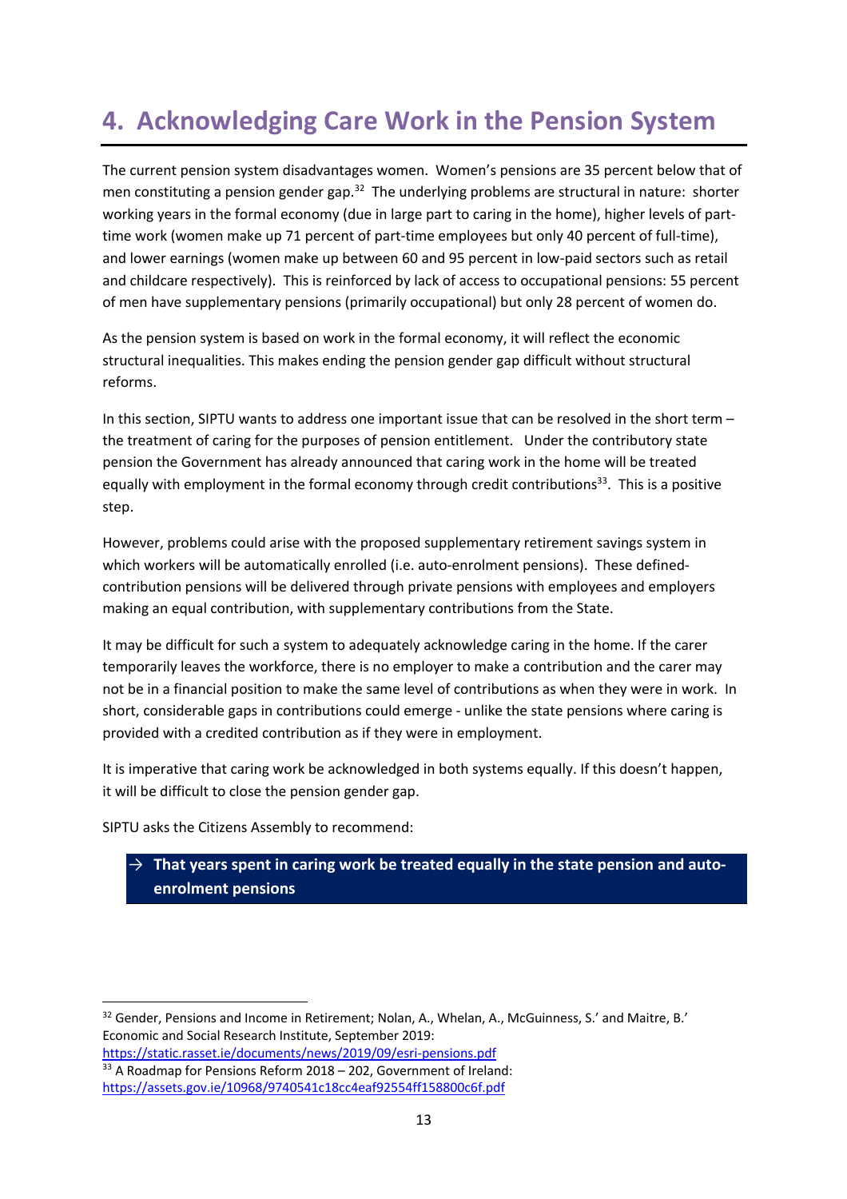# 4. Acknowledging Care Work in the Pension System

The current pension system disadvantages women. Women's pensions are 35 percent below that of men constituting a pension gender gap.[32] The underlying problems are structural in nature: shorter working years in the formal economy (due in large part to caring in the home), higher levels of part-time work (women make up 71 percent of part-time employees but only 40 percent of full-time), and lower earnings (women make up between 60 and 95 percent in low-paid sectors such as retail and childcare respectively). This is reinforced by lack of access to occupational pensions: 55 percent of men have supplementary pensions (primarily occupational) but only 28 percent of women do.

As the pension system is based on work in the formal economy, it will reflect the economic structural inequalities. This makes ending the pension gender gap difficult without structural reforms.

In this section, SIPTU wants to address one important issue that can be resolved in the short term – the treatment of caring for the purposes of pension entitlement. Under the contributory state pension the Government has already announced that caring work in the home will be treated equally with employment in the formal economy through credit contributions[33]. This is a positive step.

However, problems could arise with the proposed supplementary retirement savings system in which workers will be automatically enrolled (i.e. auto-enrolment pensions). These defined-contribution pensions will be delivered through private pensions with employees and employers making an equal contribution, with supplementary contributions from the State.

It may be difficult for such a system to adequately acknowledge caring in the home. If the carer temporarily leaves the workforce, there is no employer to make a contribution and the carer may not be in a financial position to make the same level of contributions as when they were in work. In short, considerable gaps in contributions could emerge - unlike the state pensions where caring is provided with a credited contribution as if they were in employment.

It is imperative that caring work be acknowledged in both systems equally. If this doesn't happen, it will be difficult to close the pension gender gap.

SIPTU asks the Citizens Assembly to recommend:

> → **That years spent in caring work be treated equally in the state pension and auto-enrolment pensions**

---

[32] Gender, Pensions and Income in Retirement; Nolan, A., Whelan, A., McGuinness, S.' and Maitre, B.' Economic and Social Research Institute, September 2019: https://static.rasset.ie/documents/news/2019/09/esri-pensions.pdf

[33] A Roadmap for Pensions Reform 2018 – 202, Government of Ireland: https://assets.gov.ie/10968/9740541c18cc4eaf92554ff158800c6f.pdf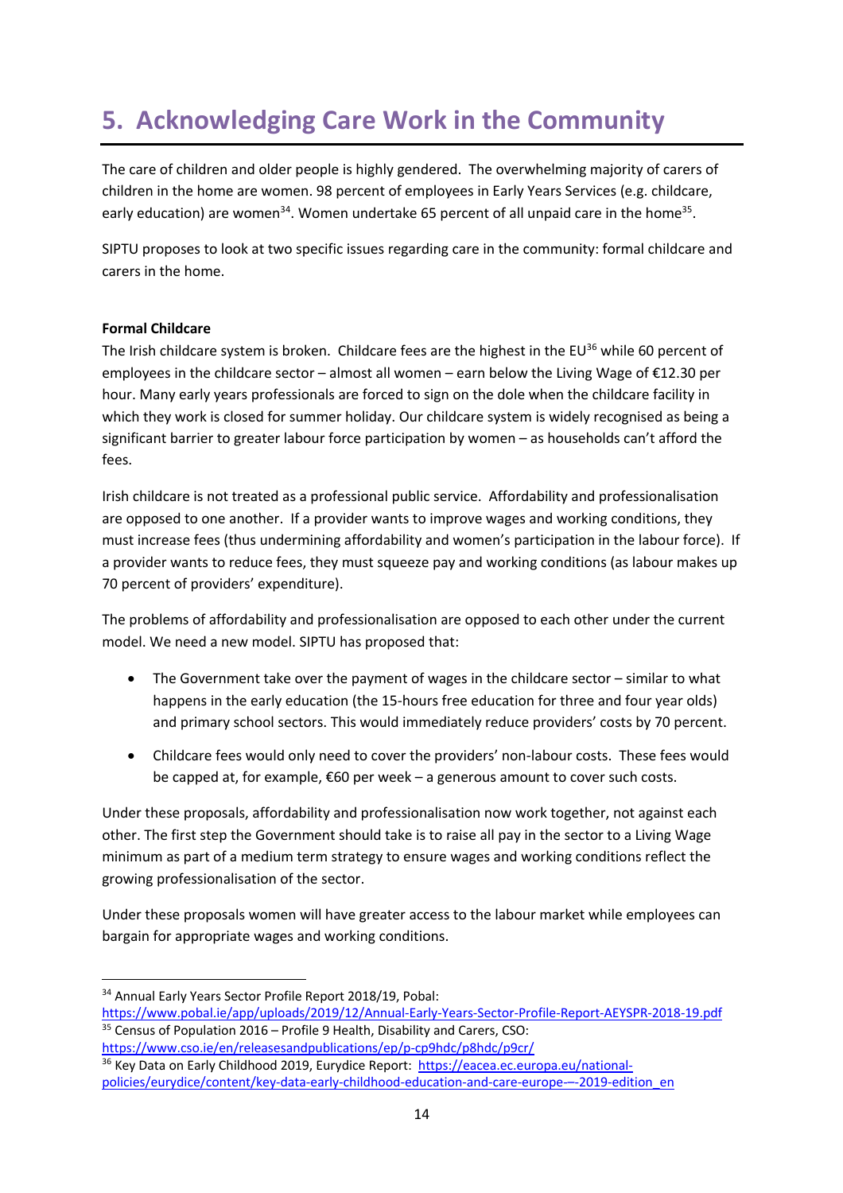# 5. Acknowledging Care Work in the Community

The care of children and older people is highly gendered. The overwhelming majority of carers of children in the home are women. 98 percent of employees in Early Years Services (e.g. childcare, early education) are women[34]. Women undertake 65 percent of all unpaid care in the home[35].

SIPTU proposes to look at two specific issues regarding care in the community: formal childcare and carers in the home.

**Formal Childcare**

The Irish childcare system is broken. Childcare fees are the highest in the EU[36] while 60 percent of employees in the childcare sector – almost all women – earn below the Living Wage of €12.30 per hour. Many early years professionals are forced to sign on the dole when the childcare facility in which they work is closed for summer holiday. Our childcare system is widely recognised as being a significant barrier to greater labour force participation by women – as households can't afford the fees.

Irish childcare is not treated as a professional public service. Affordability and professionalisation are opposed to one another. If a provider wants to improve wages and working conditions, they must increase fees (thus undermining affordability and women's participation in the labour force). If a provider wants to reduce fees, they must squeeze pay and working conditions (as labour makes up 70 percent of providers' expenditure).

The problems of affordability and professionalisation are opposed to each other under the current model. We need a new model. SIPTU has proposed that:

- The Government take over the payment of wages in the childcare sector – similar to what happens in the early education (the 15-hours free education for three and four year olds) and primary school sectors. This would immediately reduce providers' costs by 70 percent.
- Childcare fees would only need to cover the providers' non-labour costs. These fees would be capped at, for example, €60 per week – a generous amount to cover such costs.

Under these proposals, affordability and professionalisation now work together, not against each other. The first step the Government should take is to raise all pay in the sector to a Living Wage minimum as part of a medium term strategy to ensure wages and working conditions reflect the growing professionalisation of the sector.

Under these proposals women will have greater access to the labour market while employees can bargain for appropriate wages and working conditions.

---

[34] Annual Early Years Sector Profile Report 2018/19, Pobal: https://www.pobal.ie/app/uploads/2019/12/Annual-Early-Years-Sector-Profile-Report-AEYSPR-2018-19.pdf

[35] Census of Population 2016 – Profile 9 Health, Disability and Carers, CSO: https://www.cso.ie/en/releasesandpublications/ep/p-cp9hdc/p8hdc/p9cr/

[36] Key Data on Early Childhood 2019, Eurydice Report: https://eacea.ec.europa.eu/national-policies/eurydice/content/key-data-early-childhood-education-and-care-europe-–-2019-edition_en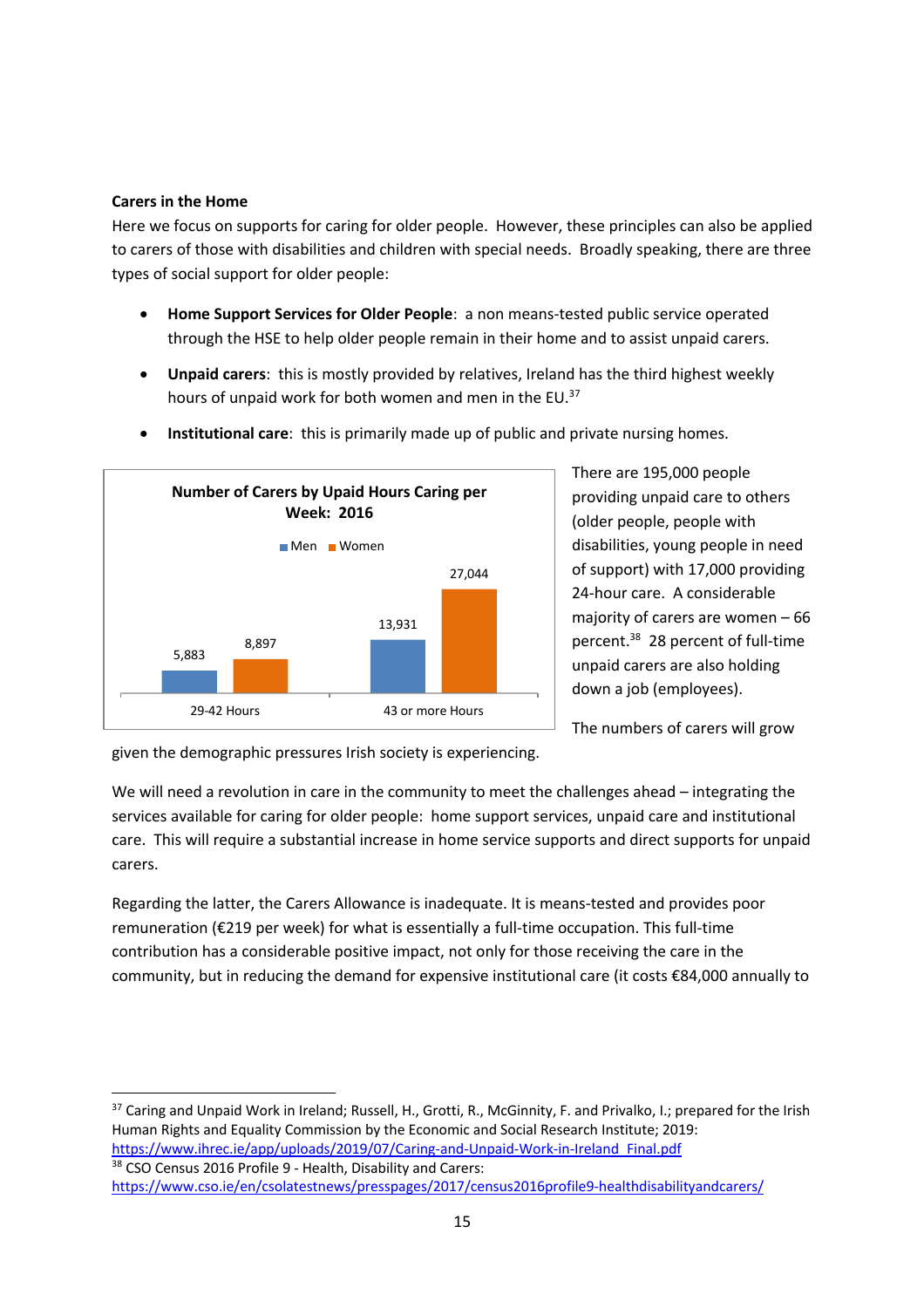**Carers in the Home**

Here we focus on supports for caring for older people. However, these principles can also be applied to carers of those with disabilities and children with special needs. Broadly speaking, there are three types of social support for older people:

- **Home Support Services for Older People**: a non means-tested public service operated through the HSE to help older people remain in their home and to assist unpaid carers.
- **Unpaid carers**: this is mostly provided by relatives, Ireland has the third highest weekly hours of unpaid work for both women and men in the EU.[37]
- **Institutional care**: this is primarily made up of public and private nursing homes.

**Number of Carers by Upaid Hours Caring per Week: 2016**

| | Men | Women |
|---|---|---|
| 29-42 Hours | 5,883 | 8,897 |
| 43 or more Hours | 13,931 | 27,044 |

There are 195,000 people providing unpaid care to others (older people, people with disabilities, young people in need of support) with 17,000 providing 24-hour care. A considerable majority of carers are women – 66 percent.[38] 28 percent of full-time unpaid carers are also holding down a job (employees).

The numbers of carers will grow given the demographic pressures Irish society is experiencing.

We will need a revolution in care in the community to meet the challenges ahead – integrating the services available for caring for older people: home support services, unpaid care and institutional care. This will require a substantial increase in home service supports and direct supports for unpaid carers.

Regarding the latter, the Carers Allowance is inadequate. It is means-tested and provides poor remuneration (€219 per week) for what is essentially a full-time occupation. This full-time contribution has a considerable positive impact, not only for those receiving the care in the community, but in reducing the demand for expensive institutional care (it costs €84,000 annually to

---

[37] Caring and Unpaid Work in Ireland; Russell, H., Grotti, R., McGinnity, F. and Privalko, I.; prepared for the Irish Human Rights and Equality Commission by the Economic and Social Research Institute; 2019: https://www.ihrec.ie/app/uploads/2019/07/Caring-and-Unpaid-Work-in-Ireland_Final.pdf

[38] CSO Census 2016 Profile 9 - Health, Disability and Carers: https://www.cso.ie/en/csolatestnews/presspages/2017/census2016profile9-healthdisabilityandcarers/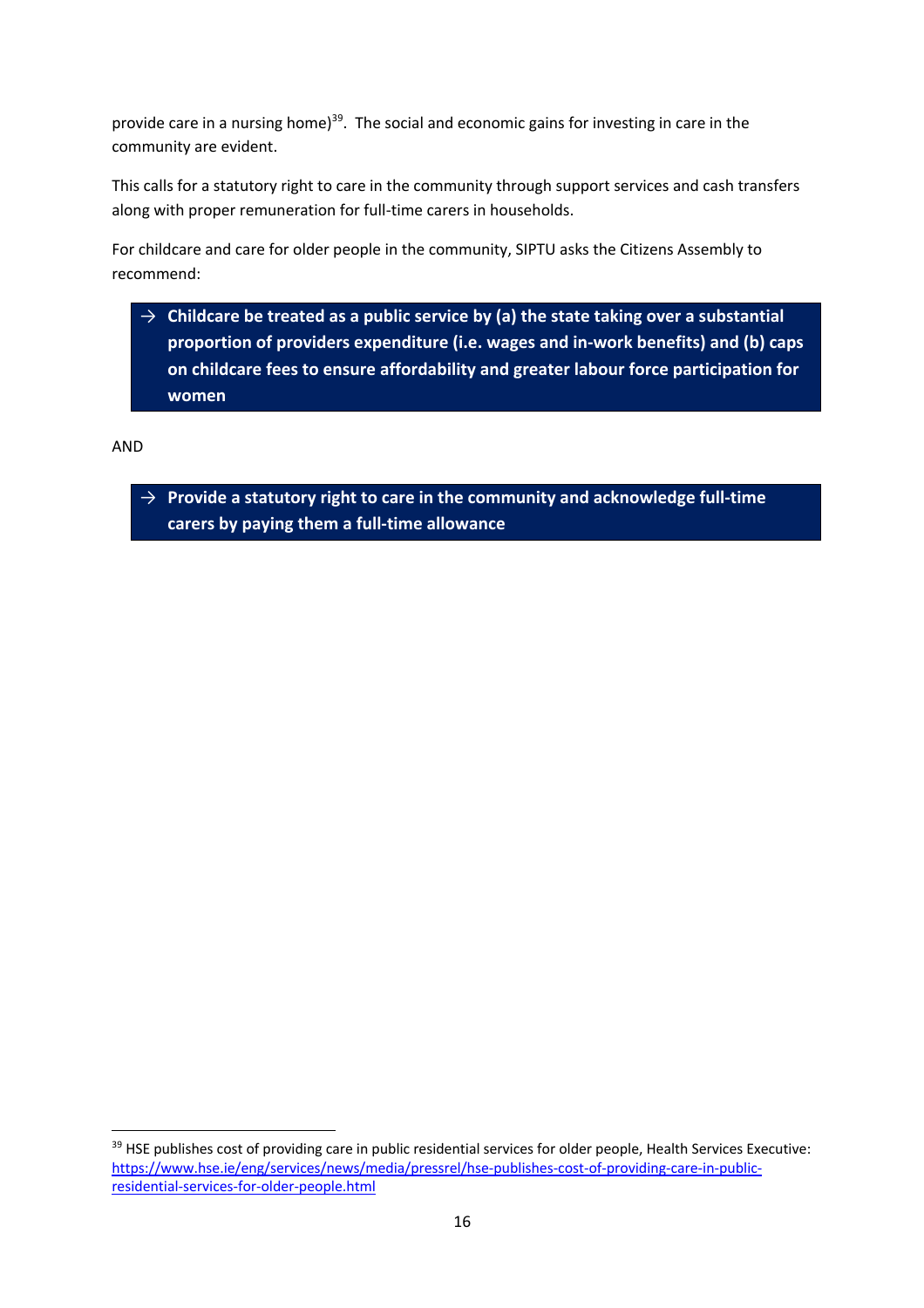provide care in a nursing home)[39]. The social and economic gains for investing in care in the community are evident.

This calls for a statutory right to care in the community through support services and cash transfers along with proper remuneration for full-time carers in households.

For childcare and care for older people in the community, SIPTU asks the Citizens Assembly to recommend:

> → **Childcare be treated as a public service by (a) the state taking over a substantial proportion of providers expenditure (i.e. wages and in-work benefits) and (b) caps on childcare fees to ensure affordability and greater labour force participation for women**

AND

> → **Provide a statutory right to care in the community and acknowledge full-time carers by paying them a full-time allowance**

---

[39] HSE publishes cost of providing care in public residential services for older people, Health Services Executive: https://www.hse.ie/eng/services/news/media/pressrel/hse-publishes-cost-of-providing-care-in-public-residential-services-for-older-people.html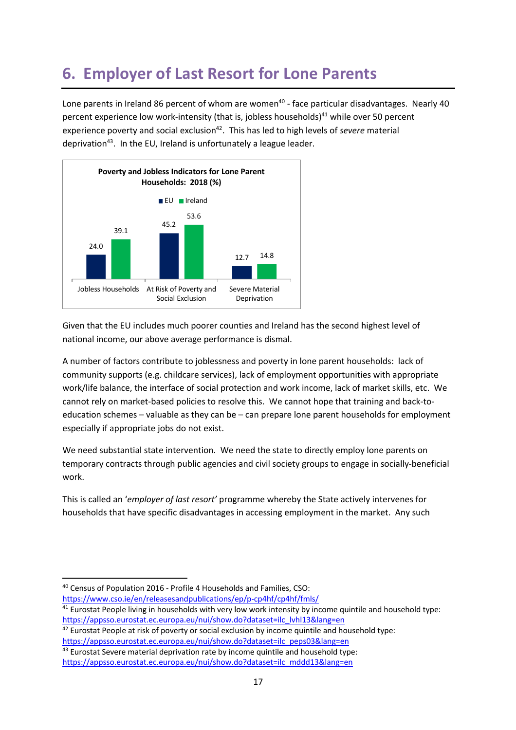# 6. Employer of Last Resort for Lone Parents

Lone parents in Ireland 86 percent of whom are women[40] - face particular disadvantages. Nearly 40 percent experience low work-intensity (that is, jobless households)[41] while over 50 percent experience poverty and social exclusion[42]. This has led to high levels of *severe* material deprivation[43]. In the EU, Ireland is unfortunately a league leader.

**Poverty and Jobless Indicators for Lone Parent Households: 2018 (%)**

| | EU | Ireland |
|---|---|---|
| Jobless Households | 24.0 | 39.1 |
| At Risk of Poverty and Social Exclusion | 45.2 | 53.6 |
| Severe Material Deprivation | 12.7 | 14.8 |

Given that the EU includes much poorer counties and Ireland has the second highest level of national income, our above average performance is dismal.

A number of factors contribute to joblessness and poverty in lone parent households: lack of community supports (e.g. childcare services), lack of employment opportunities with appropriate work/life balance, the interface of social protection and work income, lack of market skills, etc. We cannot rely on market-based policies to resolve this. We cannot hope that training and back-to-education schemes – valuable as they can be – can prepare lone parent households for employment especially if appropriate jobs do not exist.

We need substantial state intervention. We need the state to directly employ lone parents on temporary contracts through public agencies and civil society groups to engage in socially-beneficial work.

This is called an '*employer of last resort'* programme whereby the State actively intervenes for households that have specific disadvantages in accessing employment in the market. Any such

---

[40] Census of Population 2016 - Profile 4 Households and Families, CSO: https://www.cso.ie/en/releasesandpublications/ep/p-cp4hf/cp4hf/fmls/

[41] Eurostat People living in households with very low work intensity by income quintile and household type: https://appsso.eurostat.ec.europa.eu/nui/show.do?dataset=ilc_lvhl13&lang=en

[42] Eurostat People at risk of poverty or social exclusion by income quintile and household type: https://appsso.eurostat.ec.europa.eu/nui/show.do?dataset=ilc_peps03&lang=en

[43] Eurostat Severe material deprivation rate by income quintile and household type: https://appsso.eurostat.ec.europa.eu/nui/show.do?dataset=ilc_mddd13&lang=en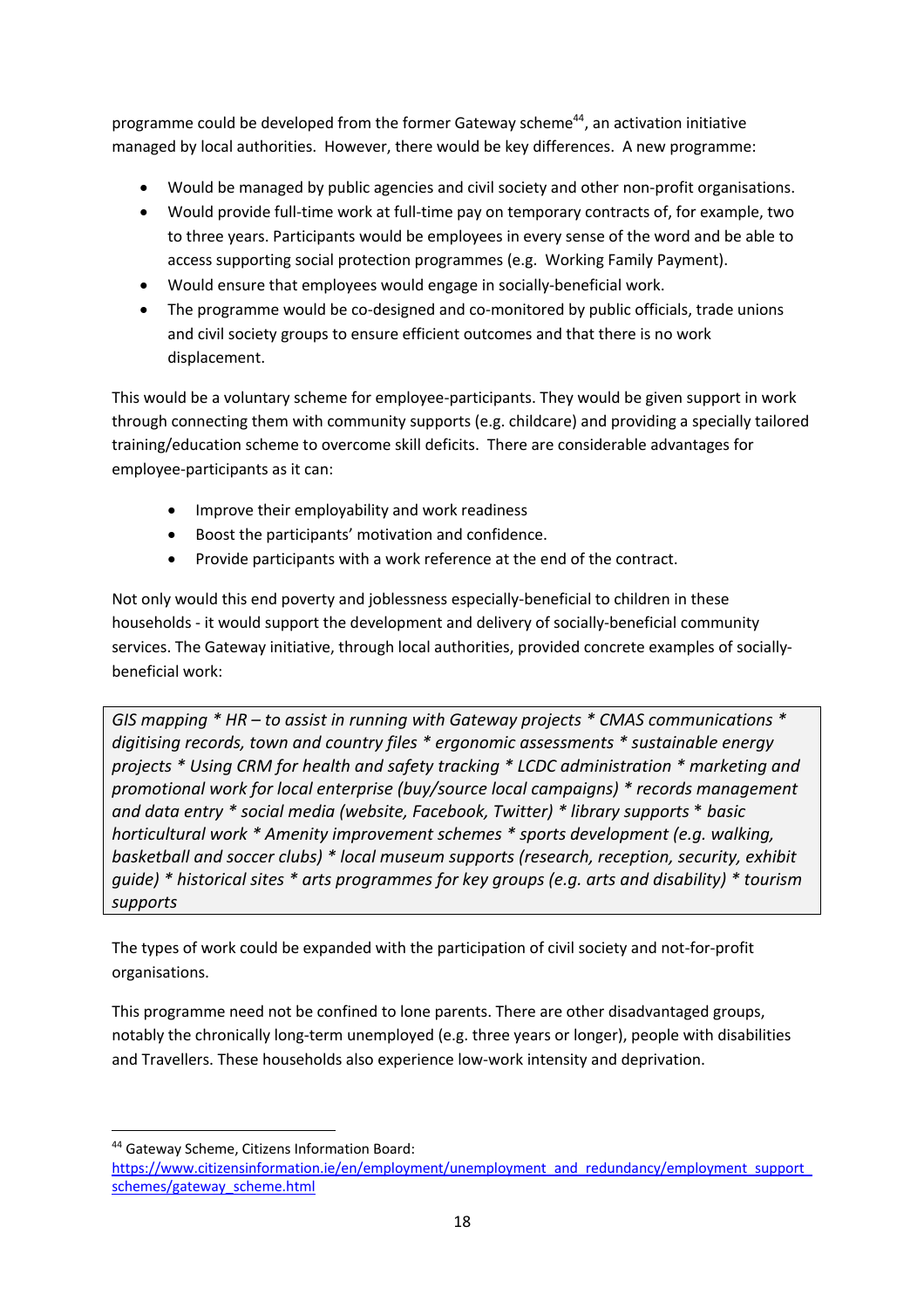programme could be developed from the former Gateway scheme[44], an activation initiative managed by local authorities. However, there would be key differences. A new programme:

- Would be managed by public agencies and civil society and other non-profit organisations.
- Would provide full-time work at full-time pay on temporary contracts of, for example, two to three years. Participants would be employees in every sense of the word and be able to access supporting social protection programmes (e.g. Working Family Payment).
- Would ensure that employees would engage in socially-beneficial work.
- The programme would be co-designed and co-monitored by public officials, trade unions and civil society groups to ensure efficient outcomes and that there is no work displacement.

This would be a voluntary scheme for employee-participants. They would be given support in work through connecting them with community supports (e.g. childcare) and providing a specially tailored training/education scheme to overcome skill deficits. There are considerable advantages for employee-participants as it can:

- Improve their employability and work readiness
- Boost the participants' motivation and confidence.
- Provide participants with a work reference at the end of the contract.

Not only would this end poverty and joblessness especially-beneficial to children in these households - it would support the development and delivery of socially-beneficial community services. The Gateway initiative, through local authorities, provided concrete examples of socially-beneficial work:

> *GIS mapping * HR – to assist in running with Gateway projects * CMAS communications * digitising records, town and country files * ergonomic assessments * sustainable energy projects * Using CRM for health and safety tracking * LCDC administration * marketing and promotional work for local enterprise (buy/source local campaigns) * records management and data entry * social media (website, Facebook, Twitter) * library supports * basic horticultural work * Amenity improvement schemes * sports development (e.g. walking, basketball and soccer clubs) * local museum supports (research, reception, security, exhibit guide) * historical sites * arts programmes for key groups (e.g. arts and disability) * tourism supports*

The types of work could be expanded with the participation of civil society and not-for-profit organisations.

This programme need not be confined to lone parents. There are other disadvantaged groups, notably the chronically long-term unemployed (e.g. three years or longer), people with disabilities and Travellers. These households also experience low-work intensity and deprivation.

---

[44] Gateway Scheme, Citizens Information Board: https://www.citizensinformation.ie/en/employment/unemployment_and_redundancy/employment_support_schemes/gateway_scheme.html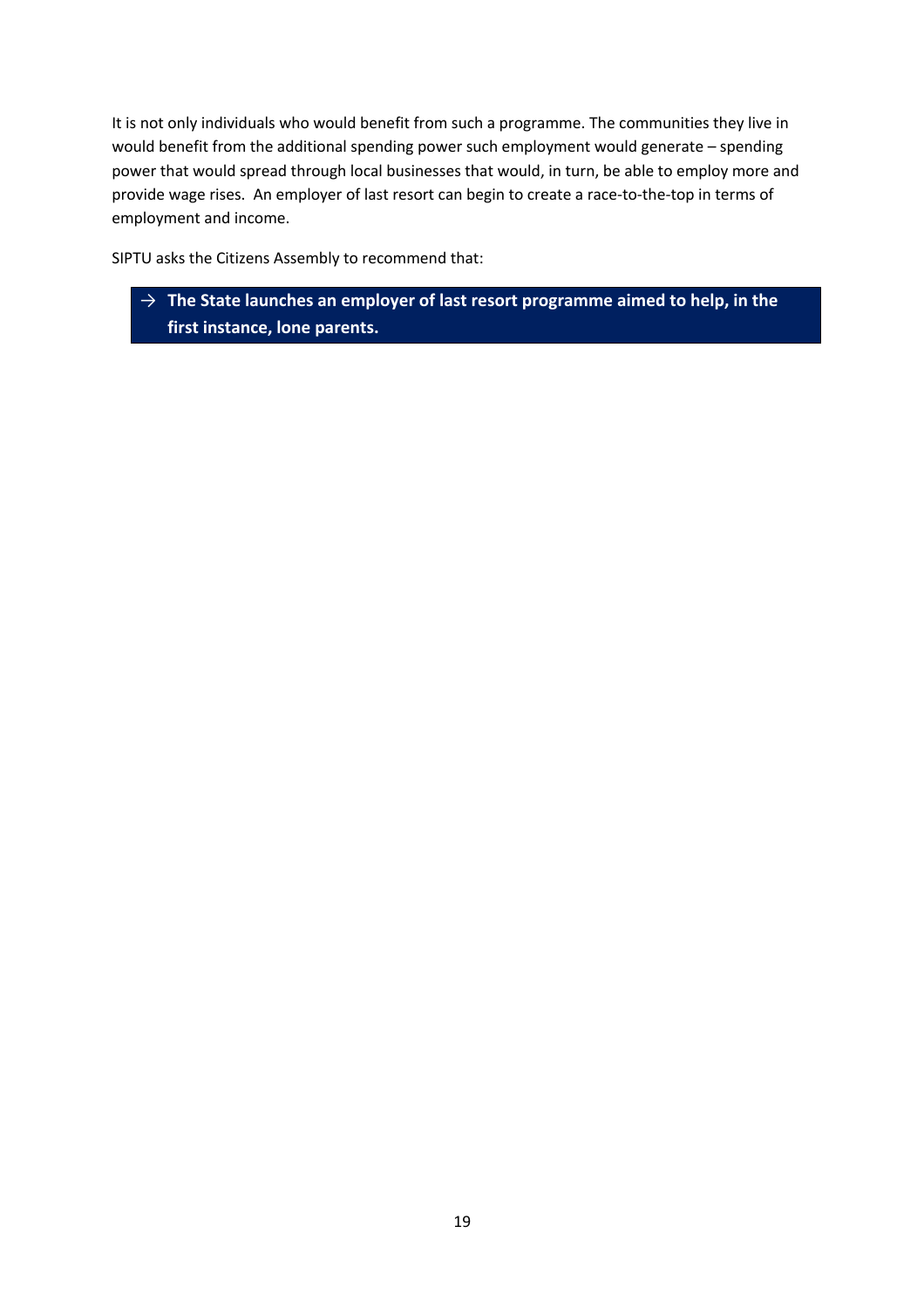It is not only individuals who would benefit from such a programme. The communities they live in would benefit from the additional spending power such employment would generate – spending power that would spread through local businesses that would, in turn, be able to employ more and provide wage rises. An employer of last resort can begin to create a race-to-the-top in terms of employment and income.

SIPTU asks the Citizens Assembly to recommend that:

→ **The State launches an employer of last resort programme aimed to help, in the first instance, lone parents.**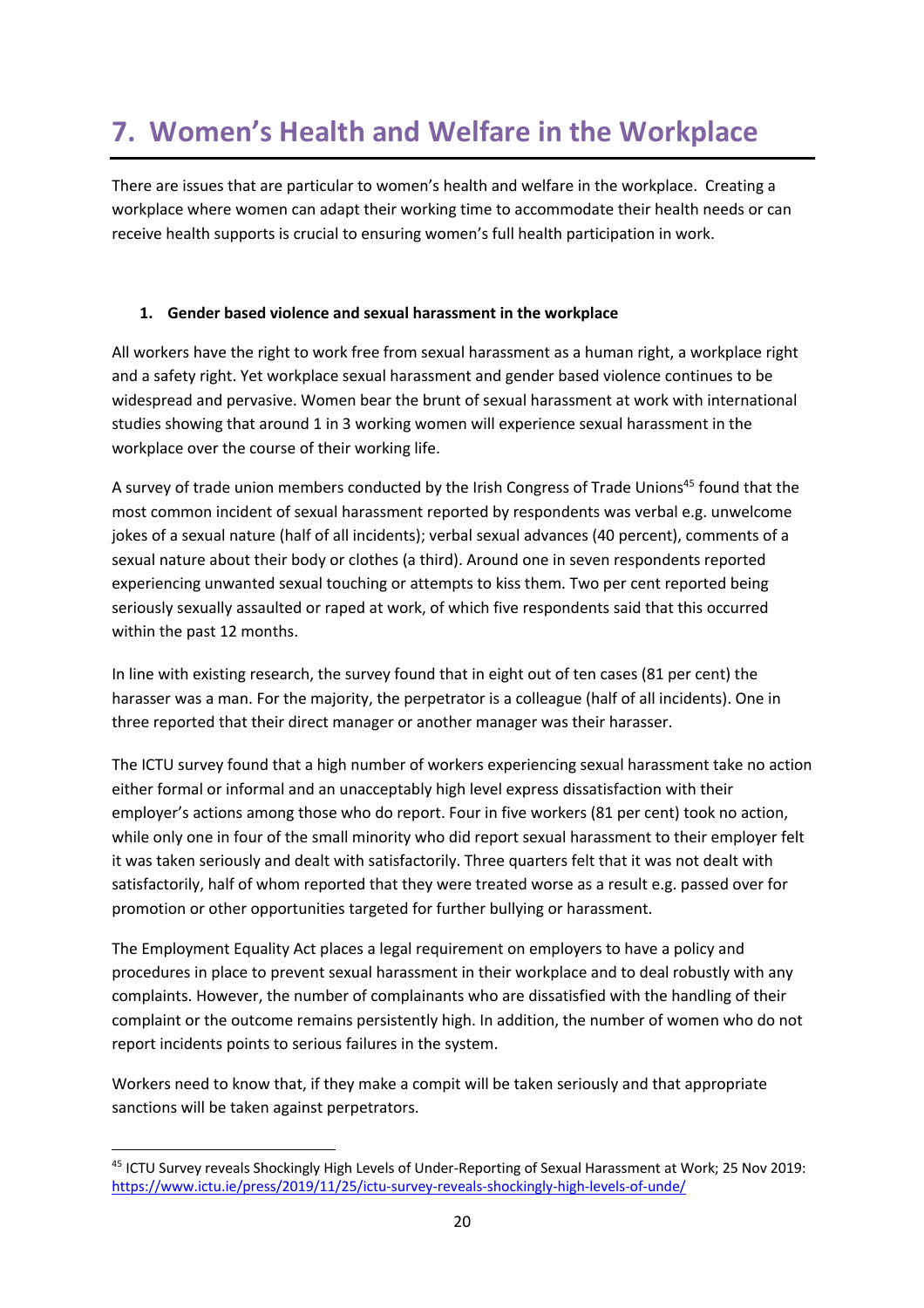# 7. Women's Health and Welfare in the Workplace

There are issues that are particular to women's health and welfare in the workplace. Creating a workplace where women can adapt their working time to accommodate their health needs or can receive health supports is crucial to ensuring women's full health participation in work.

### 1. Gender based violence and sexual harassment in the workplace

All workers have the right to work free from sexual harassment as a human right, a workplace right and a safety right. Yet workplace sexual harassment and gender based violence continues to be widespread and pervasive. Women bear the brunt of sexual harassment at work with international studies showing that around 1 in 3 working women will experience sexual harassment in the workplace over the course of their working life.

A survey of trade union members conducted by the Irish Congress of Trade Unions[45] found that the most common incident of sexual harassment reported by respondents was verbal e.g. unwelcome jokes of a sexual nature (half of all incidents); verbal sexual advances (40 percent), comments of a sexual nature about their body or clothes (a third). Around one in seven respondents reported experiencing unwanted sexual touching or attempts to kiss them. Two per cent reported being seriously sexually assaulted or raped at work, of which five respondents said that this occurred within the past 12 months.

In line with existing research, the survey found that in eight out of ten cases (81 per cent) the harasser was a man. For the majority, the perpetrator is a colleague (half of all incidents). One in three reported that their direct manager or another manager was their harasser.

The ICTU survey found that a high number of workers experiencing sexual harassment take no action either formal or informal and an unacceptably high level express dissatisfaction with their employer's actions among those who do report. Four in five workers (81 per cent) took no action, while only one in four of the small minority who did report sexual harassment to their employer felt it was taken seriously and dealt with satisfactorily. Three quarters felt that it was not dealt with satisfactorily, half of whom reported that they were treated worse as a result e.g. passed over for promotion or other opportunities targeted for further bullying or harassment.

The Employment Equality Act places a legal requirement on employers to have a policy and procedures in place to prevent sexual harassment in their workplace and to deal robustly with any complaints. However, the number of complainants who are dissatisfied with the handling of their complaint or the outcome remains persistently high. In addition, the number of women who do not report incidents points to serious failures in the system.

Workers need to know that, if they make a compit will be taken seriously and that appropriate sanctions will be taken against perpetrators.

---

[45] ICTU Survey reveals Shockingly High Levels of Under-Reporting of Sexual Harassment at Work; 25 Nov 2019: https://www.ictu.ie/press/2019/11/25/ictu-survey-reveals-shockingly-high-levels-of-unde/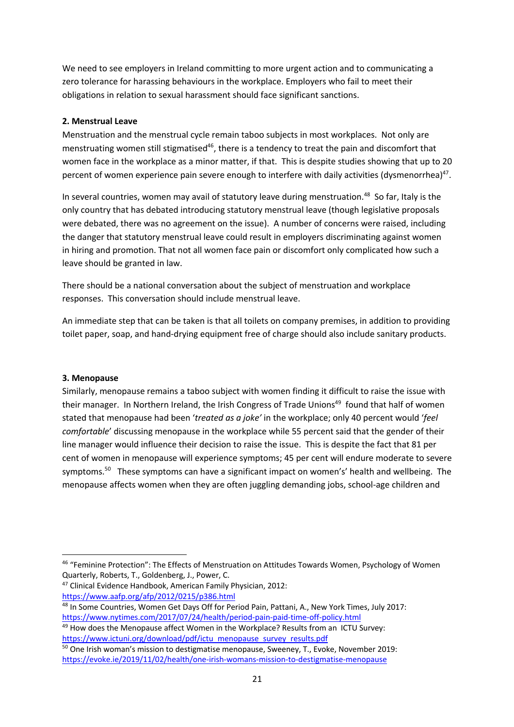We need to see employers in Ireland committing to more urgent action and to communicating a zero tolerance for harassing behaviours in the workplace. Employers who fail to meet their obligations in relation to sexual harassment should face significant sanctions.

**2. Menstrual Leave**

Menstruation and the menstrual cycle remain taboo subjects in most workplaces. Not only are menstruating women still stigmatised[46], there is a tendency to treat the pain and discomfort that women face in the workplace as a minor matter, if that. This is despite studies showing that up to 20 percent of women experience pain severe enough to interfere with daily activities (dysmenorrhea)[47].

In several countries, women may avail of statutory leave during menstruation.[48] So far, Italy is the only country that has debated introducing statutory menstrual leave (though legislative proposals were debated, there was no agreement on the issue). A number of concerns were raised, including the danger that statutory menstrual leave could result in employers discriminating against women in hiring and promotion. That not all women face pain or discomfort only complicated how such a leave should be granted in law.

There should be a national conversation about the subject of menstruation and workplace responses. This conversation should include menstrual leave.

An immediate step that can be taken is that all toilets on company premises, in addition to providing toilet paper, soap, and hand-drying equipment free of charge should also include sanitary products.

**3. Menopause**

Similarly, menopause remains a taboo subject with women finding it difficult to raise the issue with their manager. In Northern Ireland, the Irish Congress of Trade Unions[49] found that half of women stated that menopause had been '*treated as a joke'* in the workplace; only 40 percent would '*feel comfortable*' discussing menopause in the workplace while 55 percent said that the gender of their line manager would influence their decision to raise the issue. This is despite the fact that 81 per cent of women in menopause will experience symptoms; 45 per cent will endure moderate to severe symptoms.[50] These symptoms can have a significant impact on women's' health and wellbeing. The menopause affects women when they are often juggling demanding jobs, school-age children and

---

[46] "Feminine Protection": The Effects of Menstruation on Attitudes Towards Women, Psychology of Women Quarterly, Roberts, T., Goldenberg, J., Power, C.

[47] Clinical Evidence Handbook, American Family Physician, 2012: https://www.aafp.org/afp/2012/0215/p386.html

[48] In Some Countries, Women Get Days Off for Period Pain, Pattani, A., New York Times, July 2017: https://www.nytimes.com/2017/07/24/health/period-pain-paid-time-off-policy.html

[49] How does the Menopause affect Women in the Workplace? Results from an ICTU Survey: https://www.ictuni.org/download/pdf/ictu_menopause_survey_results.pdf

[50] One Irish woman's mission to destigmatise menopause, Sweeney, T., Evoke, November 2019: https://evoke.ie/2019/11/02/health/one-irish-womans-mission-to-destigmatise-menopause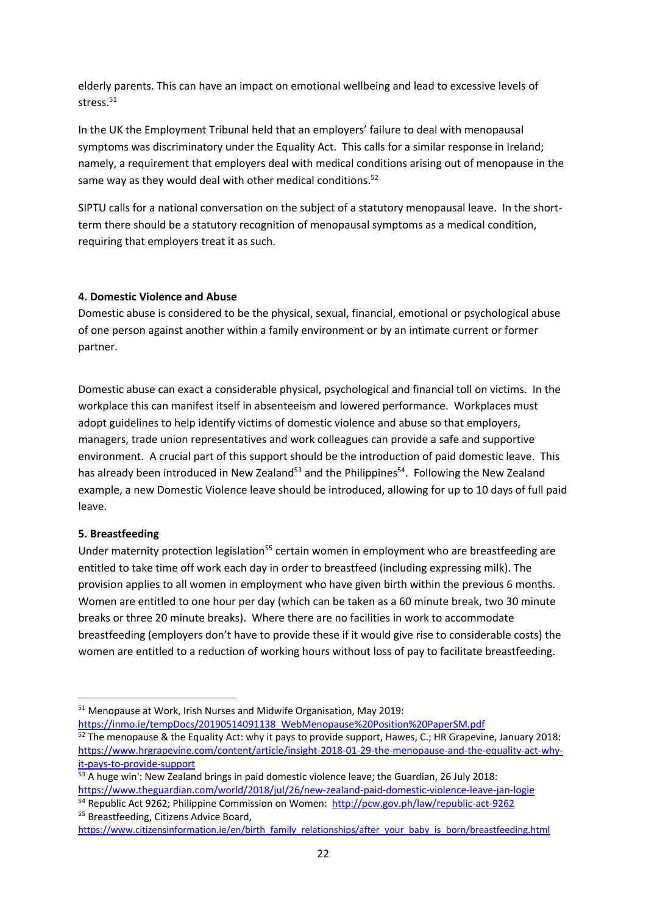elderly parents. This can have an impact on emotional wellbeing and lead to excessive levels of stress.[51]

In the UK the Employment Tribunal held that an employers' failure to deal with menopausal symptoms was discriminatory under the Equality Act. This calls for a similar response in Ireland; namely, a requirement that employers deal with medical conditions arising out of menopause in the same way as they would deal with other medical conditions.[52]

SIPTU calls for a national conversation on the subject of a statutory menopausal leave. In the short-term there should be a statutory recognition of menopausal symptoms as a medical condition, requiring that employers treat it as such.

**4. Domestic Violence and Abuse**

Domestic abuse is considered to be the physical, sexual, financial, emotional or psychological abuse of one person against another within a family environment or by an intimate current or former partner.

Domestic abuse can exact a considerable physical, psychological and financial toll on victims. In the workplace this can manifest itself in absenteeism and lowered performance. Workplaces must adopt guidelines to help identify victims of domestic violence and abuse so that employers, managers, trade union representatives and work colleagues can provide a safe and supportive environment. A crucial part of this support should be the introduction of paid domestic leave. This has already been introduced in New Zealand[53] and the Philippines[54]. Following the New Zealand example, a new Domestic Violence leave should be introduced, allowing for up to 10 days of full paid leave.

**5. Breastfeeding**

Under maternity protection legislation[55] certain women in employment who are breastfeeding are entitled to take time off work each day in order to breastfeed (including expressing milk). The provision applies to all women in employment who have given birth within the previous 6 months. Women are entitled to one hour per day (which can be taken as a 60 minute break, two 30 minute breaks or three 20 minute breaks). Where there are no facilities in work to accommodate breastfeeding (employers don't have to provide these if it would give rise to considerable costs) the women are entitled to a reduction of working hours without loss of pay to facilitate breastfeeding.

---

[51] Menopause at Work, Irish Nurses and Midwife Organisation, May 2019: https://inmo.ie/tempDocs/20190514091138_WebMenopause%20Position%20PaperSM.pdf

[52] The menopause & the Equality Act: why it pays to provide support, Hawes, C.; HR Grapevine, January 2018: https://www.hrgrapevine.com/content/article/insight-2018-01-29-the-menopause-and-the-equality-act-why-it-pays-to-provide-support

[53] A huge win': New Zealand brings in paid domestic violence leave; the Guardian, 26 July 2018: https://www.theguardian.com/world/2018/jul/26/new-zealand-paid-domestic-violence-leave-jan-logie

[54] Republic Act 9262; Philippine Commission on Women: http://pcw.gov.ph/law/republic-act-9262

[55] Breastfeeding, Citizens Advice Board, https://www.citizensinformation.ie/en/birth_family_relationships/after_your_baby_is_born/breastfeeding.html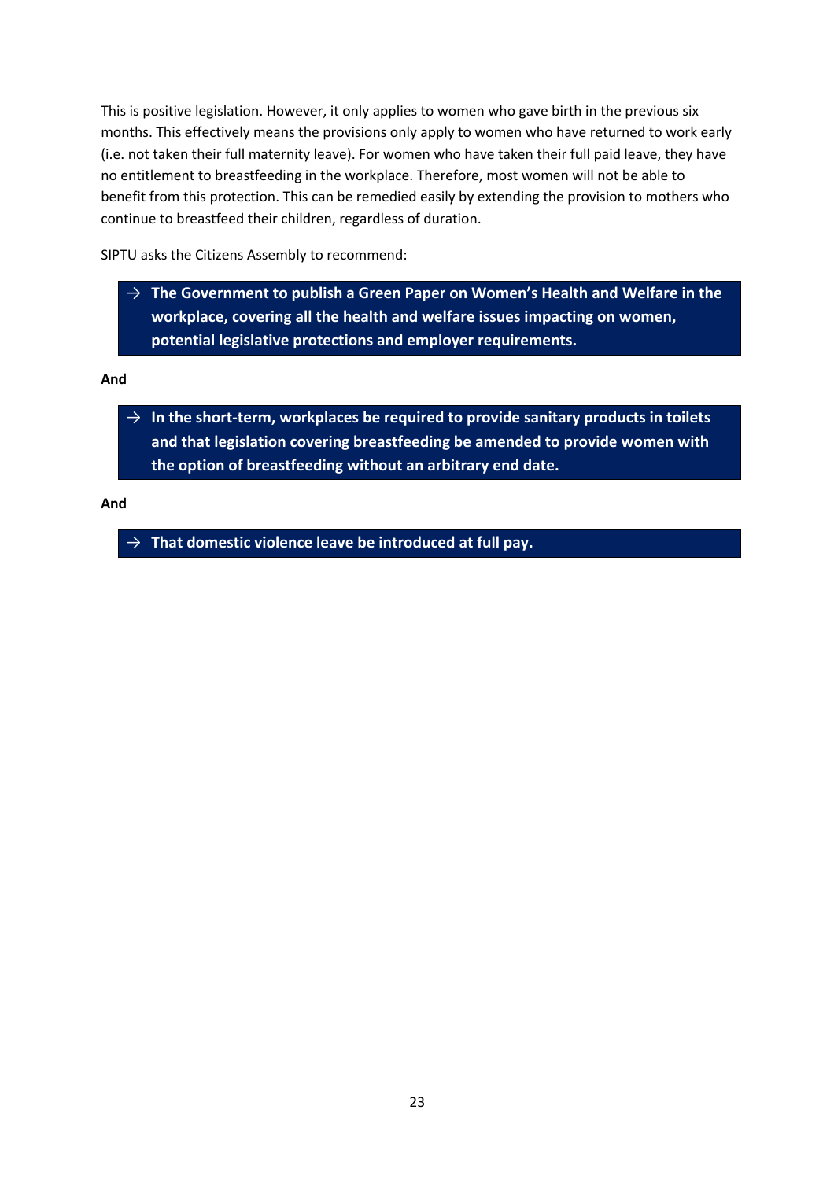This is positive legislation. However, it only applies to women who gave birth in the previous six months. This effectively means the provisions only apply to women who have returned to work early (i.e. not taken their full maternity leave). For women who have taken their full paid leave, they have no entitlement to breastfeeding in the workplace. Therefore, most women will not be able to benefit from this protection. This can be remedied easily by extending the provision to mothers who continue to breastfeed their children, regardless of duration.

SIPTU asks the Citizens Assembly to recommend:

> → **The Government to publish a Green Paper on Women's Health and Welfare in the workplace, covering all the health and welfare issues impacting on women, potential legislative protections and employer requirements.**

**And**

> → **In the short-term, workplaces be required to provide sanitary products in toilets and that legislation covering breastfeeding be amended to provide women with the option of breastfeeding without an arbitrary end date.**

**And**

> → **That domestic violence leave be introduced at full pay.**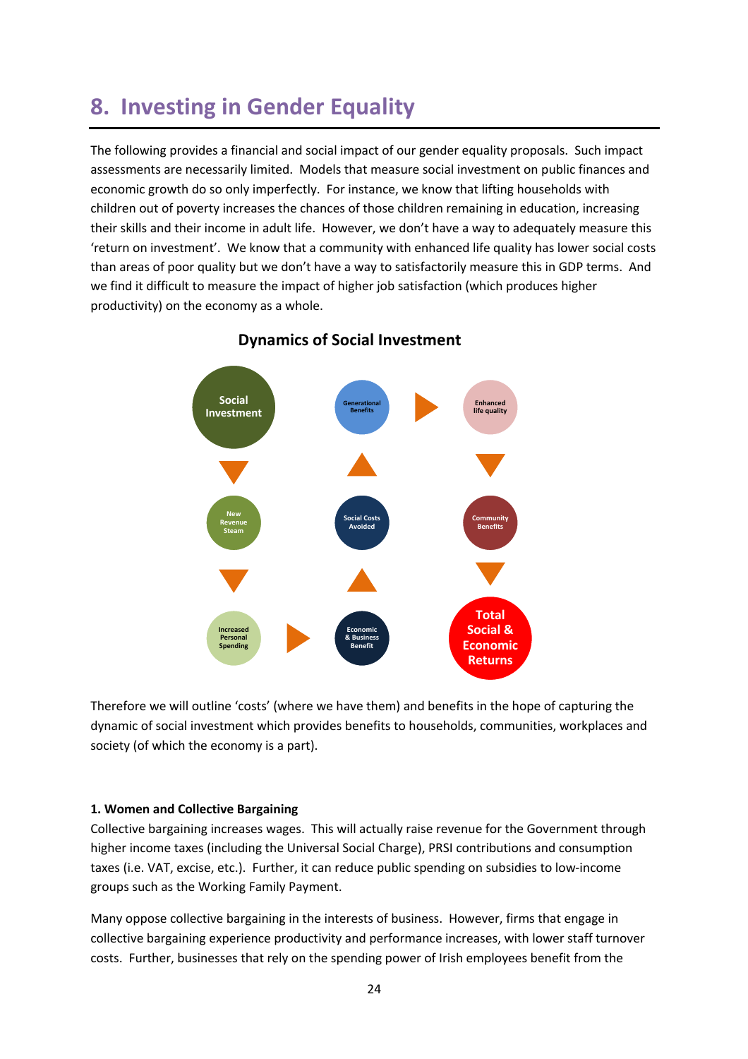# 8. Investing in Gender Equality

The following provides a financial and social impact of our gender equality proposals. Such impact assessments are necessarily limited. Models that measure social investment on public finances and economic growth do so only imperfectly. For instance, we know that lifting households with children out of poverty increases the chances of those children remaining in education, increasing their skills and their income in adult life. However, we don't have a way to adequately measure this 'return on investment'. We know that a community with enhanced life quality has lower social costs than areas of poor quality but we don't have a way to satisfactorily measure this in GDP terms. And we find it difficult to measure the impact of higher job satisfaction (which produces higher productivity) on the economy as a whole.

**Dynamics of Social Investment**

Social Investment → New Revenue Steam → Increased Personal Spending → Economic & Business Benefit → Social Costs Avoided → Generational Benefits → Enhanced life quality → Community Benefits → Total Social & Economic Returns

Therefore we will outline 'costs' (where we have them) and benefits in the hope of capturing the dynamic of social investment which provides benefits to households, communities, workplaces and society (of which the economy is a part).

**1. Women and Collective Bargaining**

Collective bargaining increases wages. This will actually raise revenue for the Government through higher income taxes (including the Universal Social Charge), PRSI contributions and consumption taxes (i.e. VAT, excise, etc.). Further, it can reduce public spending on subsidies to low-income groups such as the Working Family Payment.

Many oppose collective bargaining in the interests of business. However, firms that engage in collective bargaining experience productivity and performance increases, with lower staff turnover costs. Further, businesses that rely on the spending power of Irish employees benefit from the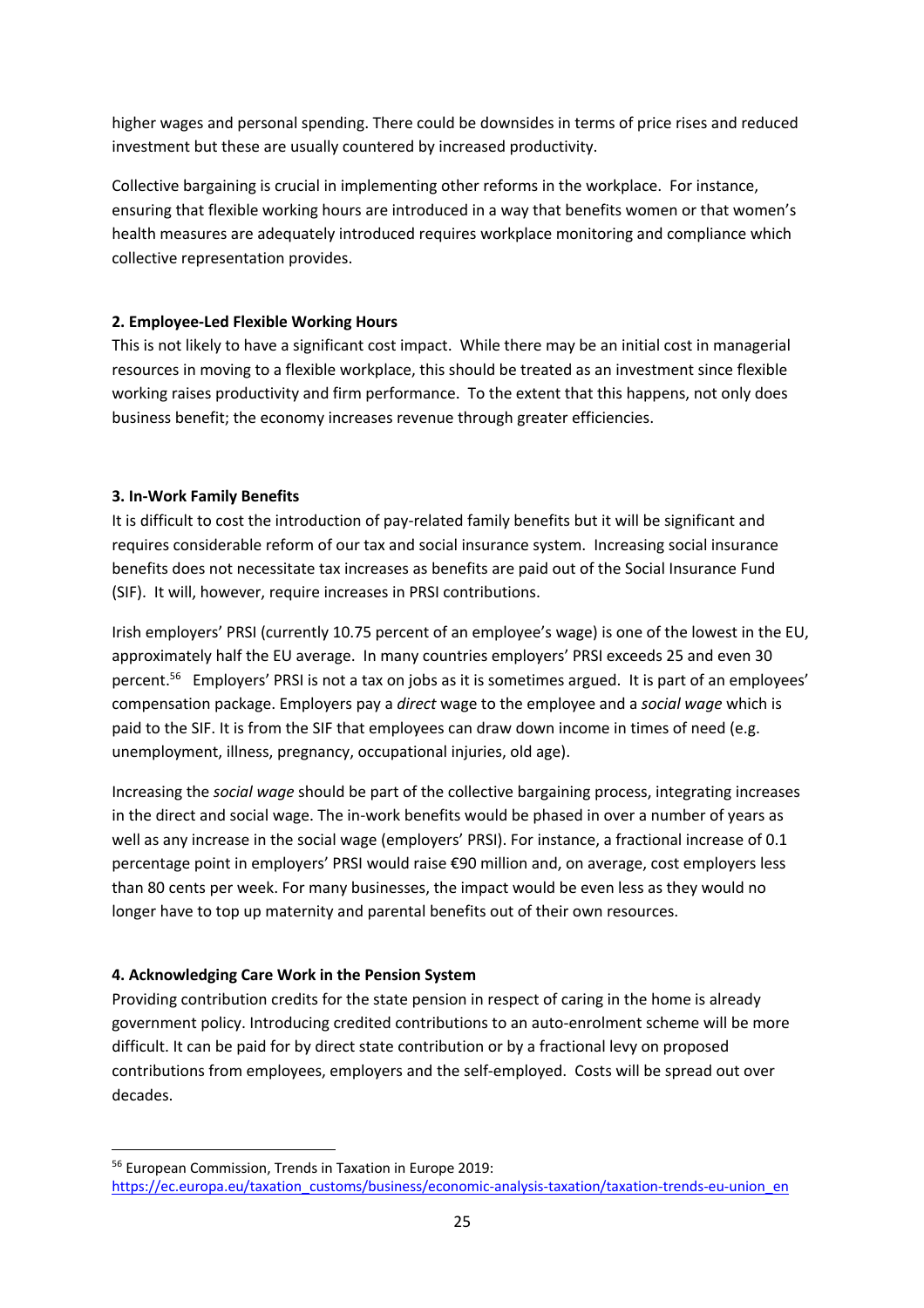higher wages and personal spending. There could be downsides in terms of price rises and reduced investment but these are usually countered by increased productivity.

Collective bargaining is crucial in implementing other reforms in the workplace. For instance, ensuring that flexible working hours are introduced in a way that benefits women or that women's health measures are adequately introduced requires workplace monitoring and compliance which collective representation provides.

**2. Employee-Led Flexible Working Hours**

This is not likely to have a significant cost impact. While there may be an initial cost in managerial resources in moving to a flexible workplace, this should be treated as an investment since flexible working raises productivity and firm performance. To the extent that this happens, not only does business benefit; the economy increases revenue through greater efficiencies.

**3. In-Work Family Benefits**

It is difficult to cost the introduction of pay-related family benefits but it will be significant and requires considerable reform of our tax and social insurance system. Increasing social insurance benefits does not necessitate tax increases as benefits are paid out of the Social Insurance Fund (SIF). It will, however, require increases in PRSI contributions.

Irish employers' PRSI (currently 10.75 percent of an employee's wage) is one of the lowest in the EU, approximately half the EU average. In many countries employers' PRSI exceeds 25 and even 30 percent.[56] Employers' PRSI is not a tax on jobs as it is sometimes argued. It is part of an employees' compensation package. Employers pay a *direct* wage to the employee and a *social wage* which is paid to the SIF. It is from the SIF that employees can draw down income in times of need (e.g. unemployment, illness, pregnancy, occupational injuries, old age).

Increasing the *social wage* should be part of the collective bargaining process, integrating increases in the direct and social wage. The in-work benefits would be phased in over a number of years as well as any increase in the social wage (employers' PRSI). For instance, a fractional increase of 0.1 percentage point in employers' PRSI would raise €90 million and, on average, cost employers less than 80 cents per week. For many businesses, the impact would be even less as they would no longer have to top up maternity and parental benefits out of their own resources.

**4. Acknowledging Care Work in the Pension System**

Providing contribution credits for the state pension in respect of caring in the home is already government policy. Introducing credited contributions to an auto-enrolment scheme will be more difficult. It can be paid for by direct state contribution or by a fractional levy on proposed contributions from employees, employers and the self-employed. Costs will be spread out over decades.

[56] European Commission, Trends in Taxation in Europe 2019: https://ec.europa.eu/taxation_customs/business/economic-analysis-taxation/taxation-trends-eu-union_en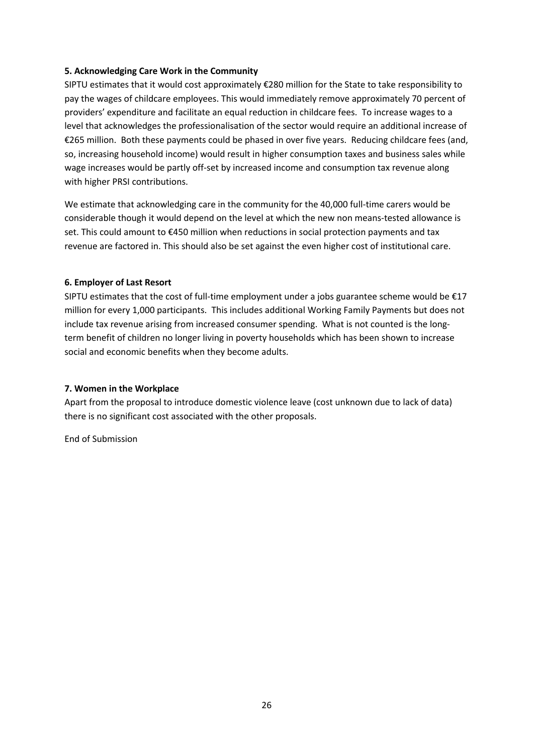**5. Acknowledging Care Work in the Community**

SIPTU estimates that it would cost approximately €280 million for the State to take responsibility to pay the wages of childcare employees. This would immediately remove approximately 70 percent of providers' expenditure and facilitate an equal reduction in childcare fees. To increase wages to a level that acknowledges the professionalisation of the sector would require an additional increase of €265 million. Both these payments could be phased in over five years. Reducing childcare fees (and, so, increasing household income) would result in higher consumption taxes and business sales while wage increases would be partly off-set by increased income and consumption tax revenue along with higher PRSI contributions.

We estimate that acknowledging care in the community for the 40,000 full-time carers would be considerable though it would depend on the level at which the new non means-tested allowance is set. This could amount to €450 million when reductions in social protection payments and tax revenue are factored in. This should also be set against the even higher cost of institutional care.

**6. Employer of Last Resort**

SIPTU estimates that the cost of full-time employment under a jobs guarantee scheme would be €17 million for every 1,000 participants. This includes additional Working Family Payments but does not include tax revenue arising from increased consumer spending. What is not counted is the long-term benefit of children no longer living in poverty households which has been shown to increase social and economic benefits when they become adults.

**7. Women in the Workplace**

Apart from the proposal to introduce domestic violence leave (cost unknown due to lack of data) there is no significant cost associated with the other proposals.

End of Submission